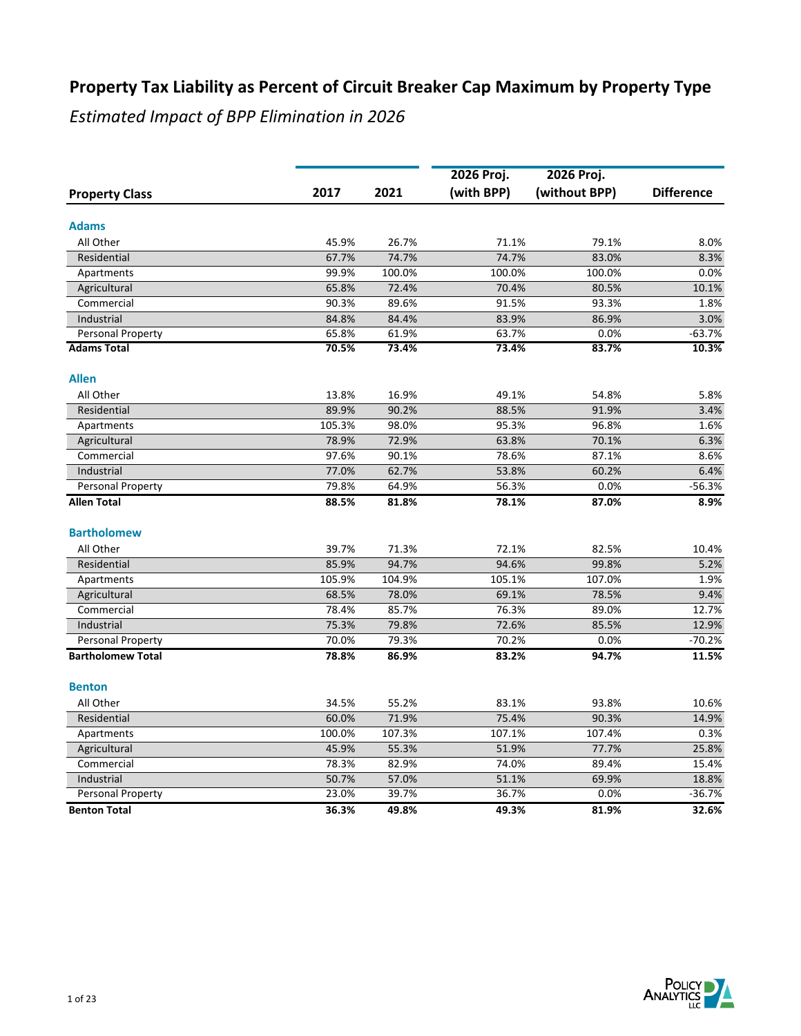# Property Tax Liability as Percent of Circuit Breaker Cap Maximum by Property Type

*Estimated Impact of BPP Elimination in 2026*

| Property Class | 2017 | 2021 | 2026 Proj. (with BPP) | 2026 Proj. (without BPP) | Difference |
|---|---|---|---|---|---|
| **Adams** | | | | | |
| All Other | 45.9% | 26.7% | 71.1% | 79.1% | 8.0% |
| Residential | 67.7% | 74.7% | 74.7% | 83.0% | 8.3% |
| Apartments | 99.9% | 100.0% | 100.0% | 100.0% | 0.0% |
| Agricultural | 65.8% | 72.4% | 70.4% | 80.5% | 10.1% |
| Commercial | 90.3% | 89.6% | 91.5% | 93.3% | 1.8% |
| Industrial | 84.8% | 84.4% | 83.9% | 86.9% | 3.0% |
| Personal Property | 65.8% | 61.9% | 63.7% | 0.0% | -63.7% |
| **Adams Total** | **70.5%** | **73.4%** | **73.4%** | **83.7%** | **10.3%** |
| **Allen** | | | | | |
| All Other | 13.8% | 16.9% | 49.1% | 54.8% | 5.8% |
| Residential | 89.9% | 90.2% | 88.5% | 91.9% | 3.4% |
| Apartments | 105.3% | 98.0% | 95.3% | 96.8% | 1.6% |
| Agricultural | 78.9% | 72.9% | 63.8% | 70.1% | 6.3% |
| Commercial | 97.6% | 90.1% | 78.6% | 87.1% | 8.6% |
| Industrial | 77.0% | 62.7% | 53.8% | 60.2% | 6.4% |
| Personal Property | 79.8% | 64.9% | 56.3% | 0.0% | -56.3% |
| **Allen Total** | **88.5%** | **81.8%** | **78.1%** | **87.0%** | **8.9%** |
| **Bartholomew** | | | | | |
| All Other | 39.7% | 71.3% | 72.1% | 82.5% | 10.4% |
| Residential | 85.9% | 94.7% | 94.6% | 99.8% | 5.2% |
| Apartments | 105.9% | 104.9% | 105.1% | 107.0% | 1.9% |
| Agricultural | 68.5% | 78.0% | 69.1% | 78.5% | 9.4% |
| Commercial | 78.4% | 85.7% | 76.3% | 89.0% | 12.7% |
| Industrial | 75.3% | 79.8% | 72.6% | 85.5% | 12.9% |
| Personal Property | 70.0% | 79.3% | 70.2% | 0.0% | -70.2% |
| **Bartholomew Total** | **78.8%** | **86.9%** | **83.2%** | **94.7%** | **11.5%** |
| **Benton** | | | | | |
| All Other | 34.5% | 55.2% | 83.1% | 93.8% | 10.6% |
| Residential | 60.0% | 71.9% | 75.4% | 90.3% | 14.9% |
| Apartments | 100.0% | 107.3% | 107.1% | 107.4% | 0.3% |
| Agricultural | 45.9% | 55.3% | 51.9% | 77.7% | 25.8% |
| Commercial | 78.3% | 82.9% | 74.0% | 89.4% | 15.4% |
| Industrial | 50.7% | 57.0% | 51.1% | 69.9% | 18.8% |
| Personal Property | 23.0% | 39.7% | 36.7% | 0.0% | -36.7% |
| **Benton Total** | **36.3%** | **49.8%** | **49.3%** | **81.9%** | **32.6%** |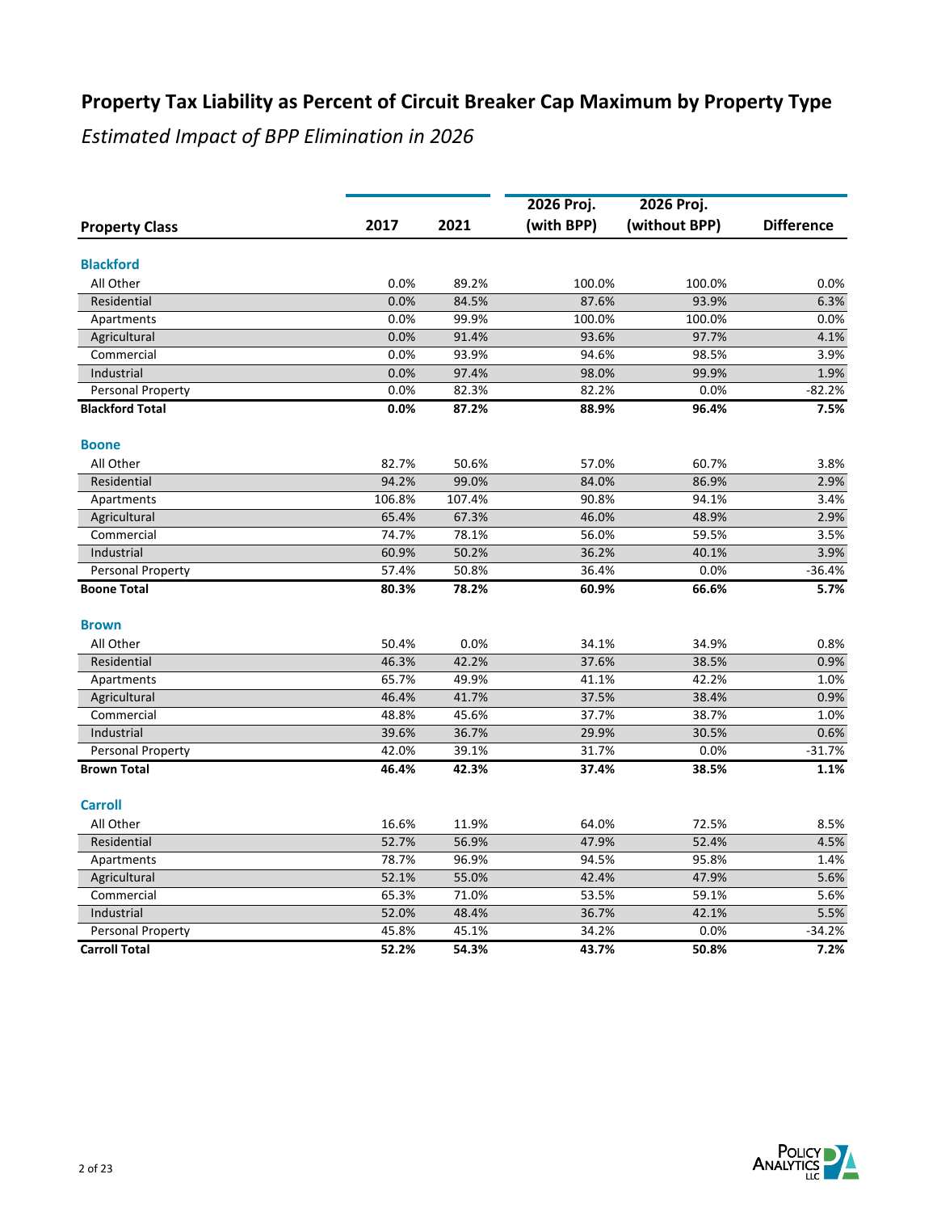# Property Tax Liability as Percent of Circuit Breaker Cap Maximum by Property Type

*Estimated Impact of BPP Elimination in 2026*

| Property Class | 2017 | 2021 | 2026 Proj. (with BPP) | 2026 Proj. (without BPP) | Difference |
|---|---|---|---|---|---|
| **Blackford** | | | | | |
| All Other | 0.0% | 89.2% | 100.0% | 100.0% | 0.0% |
| Residential | 0.0% | 84.5% | 87.6% | 93.9% | 6.3% |
| Apartments | 0.0% | 99.9% | 100.0% | 100.0% | 0.0% |
| Agricultural | 0.0% | 91.4% | 93.6% | 97.7% | 4.1% |
| Commercial | 0.0% | 93.9% | 94.6% | 98.5% | 3.9% |
| Industrial | 0.0% | 97.4% | 98.0% | 99.9% | 1.9% |
| Personal Property | 0.0% | 82.3% | 82.2% | 0.0% | -82.2% |
| **Blackford Total** | **0.0%** | **87.2%** | **88.9%** | **96.4%** | **7.5%** |
| **Boone** | | | | | |
| All Other | 82.7% | 50.6% | 57.0% | 60.7% | 3.8% |
| Residential | 94.2% | 99.0% | 84.0% | 86.9% | 2.9% |
| Apartments | 106.8% | 107.4% | 90.8% | 94.1% | 3.4% |
| Agricultural | 65.4% | 67.3% | 46.0% | 48.9% | 2.9% |
| Commercial | 74.7% | 78.1% | 56.0% | 59.5% | 3.5% |
| Industrial | 60.9% | 50.2% | 36.2% | 40.1% | 3.9% |
| Personal Property | 57.4% | 50.8% | 36.4% | 0.0% | -36.4% |
| **Boone Total** | **80.3%** | **78.2%** | **60.9%** | **66.6%** | **5.7%** |
| **Brown** | | | | | |
| All Other | 50.4% | 0.0% | 34.1% | 34.9% | 0.8% |
| Residential | 46.3% | 42.2% | 37.6% | 38.5% | 0.9% |
| Apartments | 65.7% | 49.9% | 41.1% | 42.2% | 1.0% |
| Agricultural | 46.4% | 41.7% | 37.5% | 38.4% | 0.9% |
| Commercial | 48.8% | 45.6% | 37.7% | 38.7% | 1.0% |
| Industrial | 39.6% | 36.7% | 29.9% | 30.5% | 0.6% |
| Personal Property | 42.0% | 39.1% | 31.7% | 0.0% | -31.7% |
| **Brown Total** | **46.4%** | **42.3%** | **37.4%** | **38.5%** | **1.1%** |
| **Carroll** | | | | | |
| All Other | 16.6% | 11.9% | 64.0% | 72.5% | 8.5% |
| Residential | 52.7% | 56.9% | 47.9% | 52.4% | 4.5% |
| Apartments | 78.7% | 96.9% | 94.5% | 95.8% | 1.4% |
| Agricultural | 52.1% | 55.0% | 42.4% | 47.9% | 5.6% |
| Commercial | 65.3% | 71.0% | 53.5% | 59.1% | 5.6% |
| Industrial | 52.0% | 48.4% | 36.7% | 42.1% | 5.5% |
| Personal Property | 45.8% | 45.1% | 34.2% | 0.0% | -34.2% |
| **Carroll Total** | **52.2%** | **54.3%** | **43.7%** | **50.8%** | **7.2%** |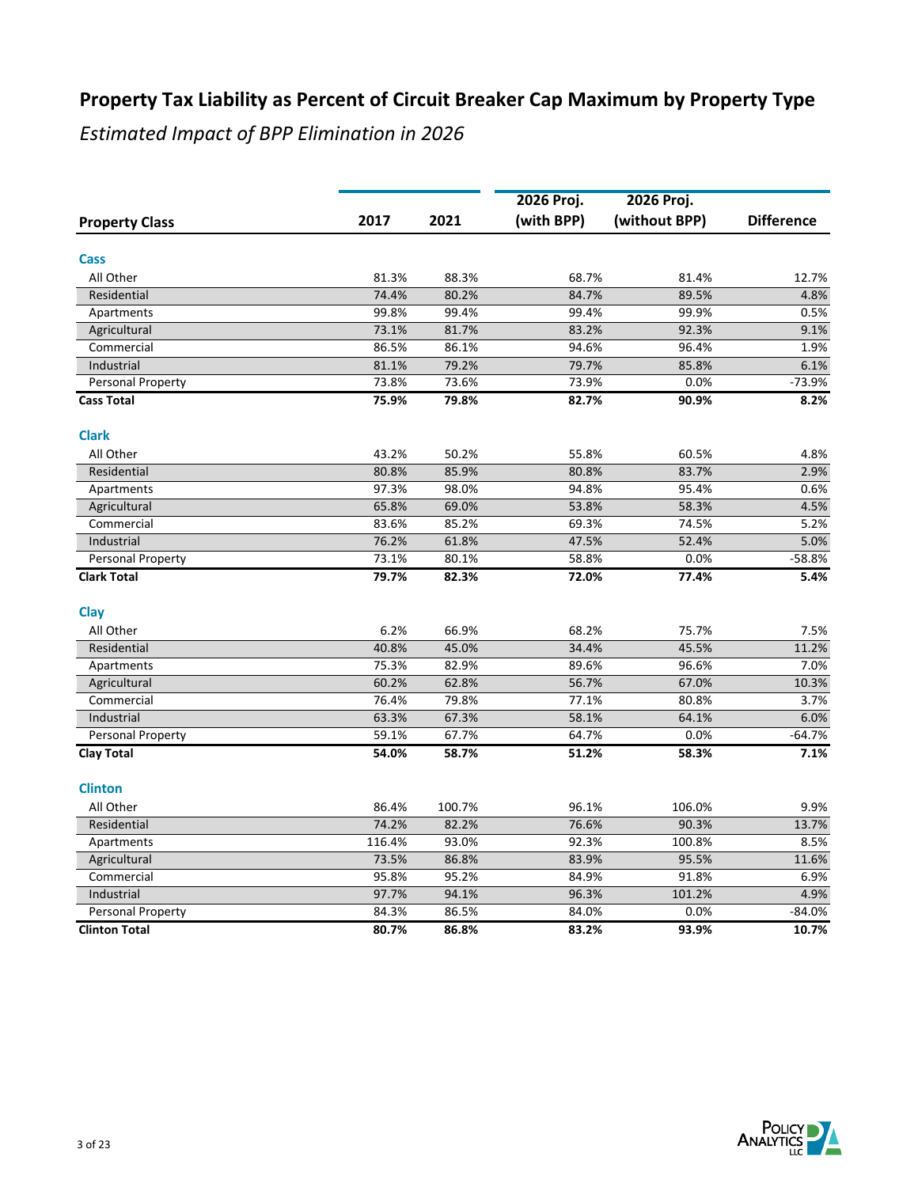## Property Tax Liability as Percent of Circuit Breaker Cap Maximum by Property Type

*Estimated Impact of BPP Elimination in 2026*

| Property Class | 2017 | 2021 | 2026 Proj. (with BPP) | 2026 Proj. (without BPP) | Difference |
|---|---|---|---|---|---|
| **Cass** | | | | | |
| All Other | 81.3% | 88.3% | 68.7% | 81.4% | 12.7% |
| Residential | 74.4% | 80.2% | 84.7% | 89.5% | 4.8% |
| Apartments | 99.8% | 99.4% | 99.4% | 99.9% | 0.5% |
| Agricultural | 73.1% | 81.7% | 83.2% | 92.3% | 9.1% |
| Commercial | 86.5% | 86.1% | 94.6% | 96.4% | 1.9% |
| Industrial | 81.1% | 79.2% | 79.7% | 85.8% | 6.1% |
| Personal Property | 73.8% | 73.6% | 73.9% | 0.0% | -73.9% |
| **Cass Total** | **75.9%** | **79.8%** | **82.7%** | **90.9%** | **8.2%** |
| **Clark** | | | | | |
| All Other | 43.2% | 50.2% | 55.8% | 60.5% | 4.8% |
| Residential | 80.8% | 85.9% | 80.8% | 83.7% | 2.9% |
| Apartments | 97.3% | 98.0% | 94.8% | 95.4% | 0.6% |
| Agricultural | 65.8% | 69.0% | 53.8% | 58.3% | 4.5% |
| Commercial | 83.6% | 85.2% | 69.3% | 74.5% | 5.2% |
| Industrial | 76.2% | 61.8% | 47.5% | 52.4% | 5.0% |
| Personal Property | 73.1% | 80.1% | 58.8% | 0.0% | -58.8% |
| **Clark Total** | **79.7%** | **82.3%** | **72.0%** | **77.4%** | **5.4%** |
| **Clay** | | | | | |
| All Other | 6.2% | 66.9% | 68.2% | 75.7% | 7.5% |
| Residential | 40.8% | 45.0% | 34.4% | 45.5% | 11.2% |
| Apartments | 75.3% | 82.9% | 89.6% | 96.6% | 7.0% |
| Agricultural | 60.2% | 62.8% | 56.7% | 67.0% | 10.3% |
| Commercial | 76.4% | 79.8% | 77.1% | 80.8% | 3.7% |
| Industrial | 63.3% | 67.3% | 58.1% | 64.1% | 6.0% |
| Personal Property | 59.1% | 67.7% | 64.7% | 0.0% | -64.7% |
| **Clay Total** | **54.0%** | **58.7%** | **51.2%** | **58.3%** | **7.1%** |
| **Clinton** | | | | | |
| All Other | 86.4% | 100.7% | 96.1% | 106.0% | 9.9% |
| Residential | 74.2% | 82.2% | 76.6% | 90.3% | 13.7% |
| Apartments | 116.4% | 93.0% | 92.3% | 100.8% | 8.5% |
| Agricultural | 73.5% | 86.8% | 83.9% | 95.5% | 11.6% |
| Commercial | 95.8% | 95.2% | 84.9% | 91.8% | 6.9% |
| Industrial | 97.7% | 94.1% | 96.3% | 101.2% | 4.9% |
| Personal Property | 84.3% | 86.5% | 84.0% | 0.0% | -84.0% |
| **Clinton Total** | **80.7%** | **86.8%** | **83.2%** | **93.9%** | **10.7%** |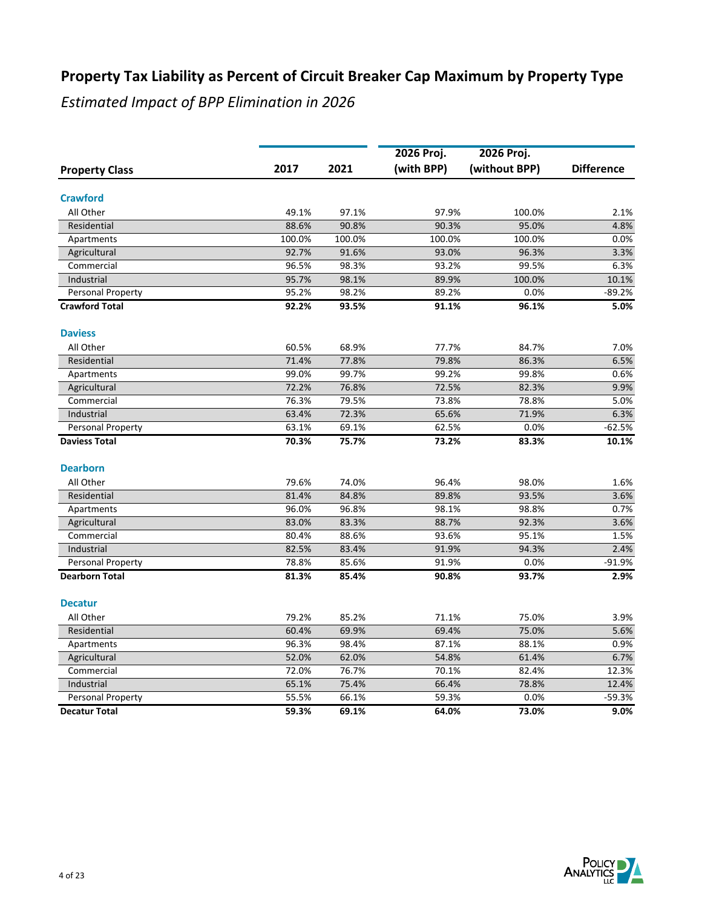# Property Tax Liability as Percent of Circuit Breaker Cap Maximum by Property Type

*Estimated Impact of BPP Elimination in 2026*

| Property Class | 2017 | 2021 | 2026 Proj. (with BPP) | 2026 Proj. (without BPP) | Difference |
|---|---|---|---|---|---|
| **Crawford** | | | | | |
| All Other | 49.1% | 97.1% | 97.9% | 100.0% | 2.1% |
| Residential | 88.6% | 90.8% | 90.3% | 95.0% | 4.8% |
| Apartments | 100.0% | 100.0% | 100.0% | 100.0% | 0.0% |
| Agricultural | 92.7% | 91.6% | 93.0% | 96.3% | 3.3% |
| Commercial | 96.5% | 98.3% | 93.2% | 99.5% | 6.3% |
| Industrial | 95.7% | 98.1% | 89.9% | 100.0% | 10.1% |
| Personal Property | 95.2% | 98.2% | 89.2% | 0.0% | -89.2% |
| **Crawford Total** | **92.2%** | **93.5%** | **91.1%** | **96.1%** | **5.0%** |
| **Daviess** | | | | | |
| All Other | 60.5% | 68.9% | 77.7% | 84.7% | 7.0% |
| Residential | 71.4% | 77.8% | 79.8% | 86.3% | 6.5% |
| Apartments | 99.0% | 99.7% | 99.2% | 99.8% | 0.6% |
| Agricultural | 72.2% | 76.8% | 72.5% | 82.3% | 9.9% |
| Commercial | 76.3% | 79.5% | 73.8% | 78.8% | 5.0% |
| Industrial | 63.4% | 72.3% | 65.6% | 71.9% | 6.3% |
| Personal Property | 63.1% | 69.1% | 62.5% | 0.0% | -62.5% |
| **Daviess Total** | **70.3%** | **75.7%** | **73.2%** | **83.3%** | **10.1%** |
| **Dearborn** | | | | | |
| All Other | 79.6% | 74.0% | 96.4% | 98.0% | 1.6% |
| Residential | 81.4% | 84.8% | 89.8% | 93.5% | 3.6% |
| Apartments | 96.0% | 96.8% | 98.1% | 98.8% | 0.7% |
| Agricultural | 83.0% | 83.3% | 88.7% | 92.3% | 3.6% |
| Commercial | 80.4% | 88.6% | 93.6% | 95.1% | 1.5% |
| Industrial | 82.5% | 83.4% | 91.9% | 94.3% | 2.4% |
| Personal Property | 78.8% | 85.6% | 91.9% | 0.0% | -91.9% |
| **Dearborn Total** | **81.3%** | **85.4%** | **90.8%** | **93.7%** | **2.9%** |
| **Decatur** | | | | | |
| All Other | 79.2% | 85.2% | 71.1% | 75.0% | 3.9% |
| Residential | 60.4% | 69.9% | 69.4% | 75.0% | 5.6% |
| Apartments | 96.3% | 98.4% | 87.1% | 88.1% | 0.9% |
| Agricultural | 52.0% | 62.0% | 54.8% | 61.4% | 6.7% |
| Commercial | 72.0% | 76.7% | 70.1% | 82.4% | 12.3% |
| Industrial | 65.1% | 75.4% | 66.4% | 78.8% | 12.4% |
| Personal Property | 55.5% | 66.1% | 59.3% | 0.0% | -59.3% |
| **Decatur Total** | **59.3%** | **69.1%** | **64.0%** | **73.0%** | **9.0%** |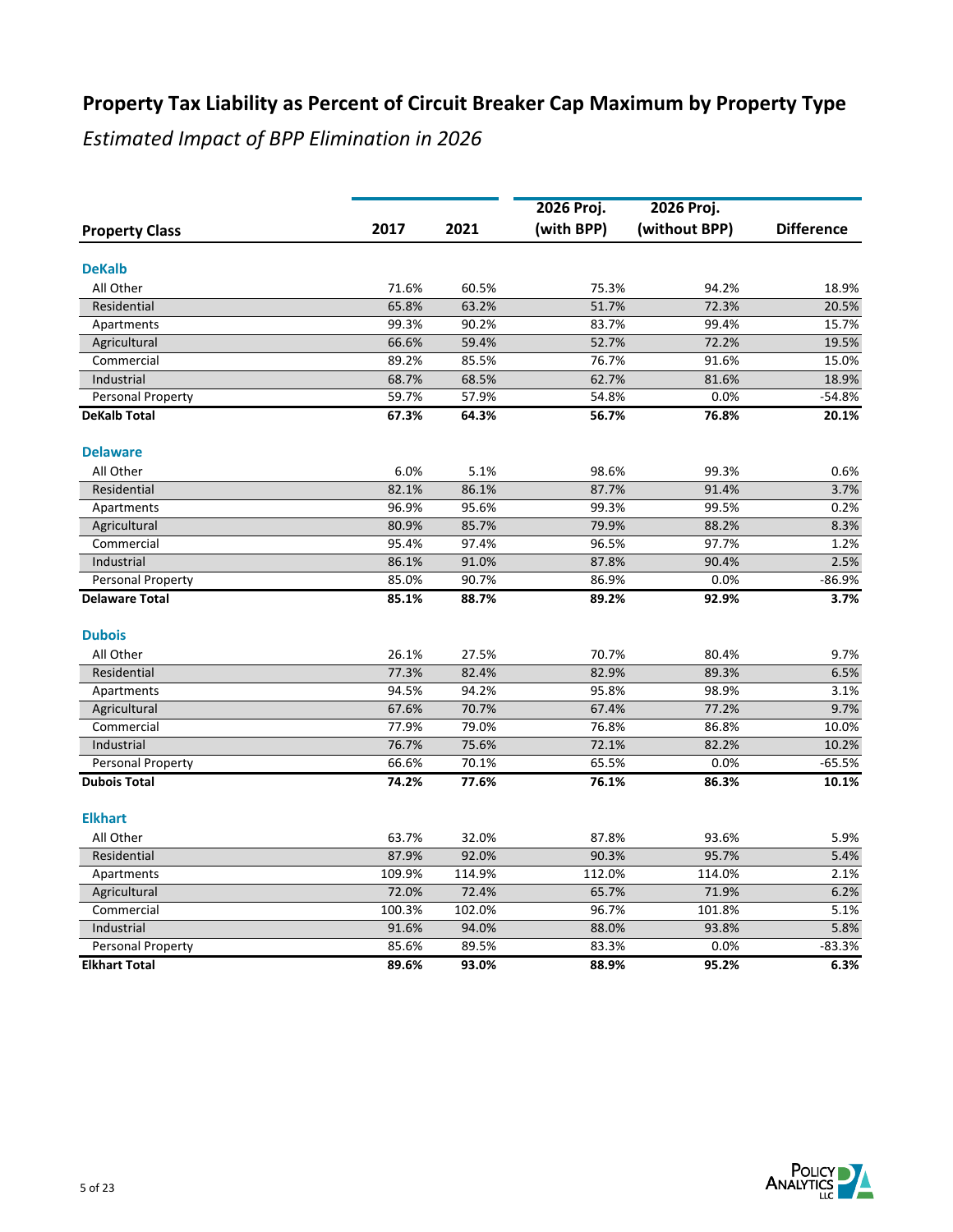# Property Tax Liability as Percent of Circuit Breaker Cap Maximum by Property Type

*Estimated Impact of BPP Elimination in 2026*

| Property Class | 2017 | 2021 | 2026 Proj. (with BPP) | 2026 Proj. (without BPP) | Difference |
|---|---|---|---|---|---|
| **DeKalb** | | | | | |
| All Other | 71.6% | 60.5% | 75.3% | 94.2% | 18.9% |
| Residential | 65.8% | 63.2% | 51.7% | 72.3% | 20.5% |
| Apartments | 99.3% | 90.2% | 83.7% | 99.4% | 15.7% |
| Agricultural | 66.6% | 59.4% | 52.7% | 72.2% | 19.5% |
| Commercial | 89.2% | 85.5% | 76.7% | 91.6% | 15.0% |
| Industrial | 68.7% | 68.5% | 62.7% | 81.6% | 18.9% |
| Personal Property | 59.7% | 57.9% | 54.8% | 0.0% | -54.8% |
| **DeKalb Total** | **67.3%** | **64.3%** | **56.7%** | **76.8%** | **20.1%** |
| **Delaware** | | | | | |
| All Other | 6.0% | 5.1% | 98.6% | 99.3% | 0.6% |
| Residential | 82.1% | 86.1% | 87.7% | 91.4% | 3.7% |
| Apartments | 96.9% | 95.6% | 99.3% | 99.5% | 0.2% |
| Agricultural | 80.9% | 85.7% | 79.9% | 88.2% | 8.3% |
| Commercial | 95.4% | 97.4% | 96.5% | 97.7% | 1.2% |
| Industrial | 86.1% | 91.0% | 87.8% | 90.4% | 2.5% |
| Personal Property | 85.0% | 90.7% | 86.9% | 0.0% | -86.9% |
| **Delaware Total** | **85.1%** | **88.7%** | **89.2%** | **92.9%** | **3.7%** |
| **Dubois** | | | | | |
| All Other | 26.1% | 27.5% | 70.7% | 80.4% | 9.7% |
| Residential | 77.3% | 82.4% | 82.9% | 89.3% | 6.5% |
| Apartments | 94.5% | 94.2% | 95.8% | 98.9% | 3.1% |
| Agricultural | 67.6% | 70.7% | 67.4% | 77.2% | 9.7% |
| Commercial | 77.9% | 79.0% | 76.8% | 86.8% | 10.0% |
| Industrial | 76.7% | 75.6% | 72.1% | 82.2% | 10.2% |
| Personal Property | 66.6% | 70.1% | 65.5% | 0.0% | -65.5% |
| **Dubois Total** | **74.2%** | **77.6%** | **76.1%** | **86.3%** | **10.1%** |
| **Elkhart** | | | | | |
| All Other | 63.7% | 32.0% | 87.8% | 93.6% | 5.9% |
| Residential | 87.9% | 92.0% | 90.3% | 95.7% | 5.4% |
| Apartments | 109.9% | 114.9% | 112.0% | 114.0% | 2.1% |
| Agricultural | 72.0% | 72.4% | 65.7% | 71.9% | 6.2% |
| Commercial | 100.3% | 102.0% | 96.7% | 101.8% | 5.1% |
| Industrial | 91.6% | 94.0% | 88.0% | 93.8% | 5.8% |
| Personal Property | 85.6% | 89.5% | 83.3% | 0.0% | -83.3% |
| **Elkhart Total** | **89.6%** | **93.0%** | **88.9%** | **95.2%** | **6.3%** |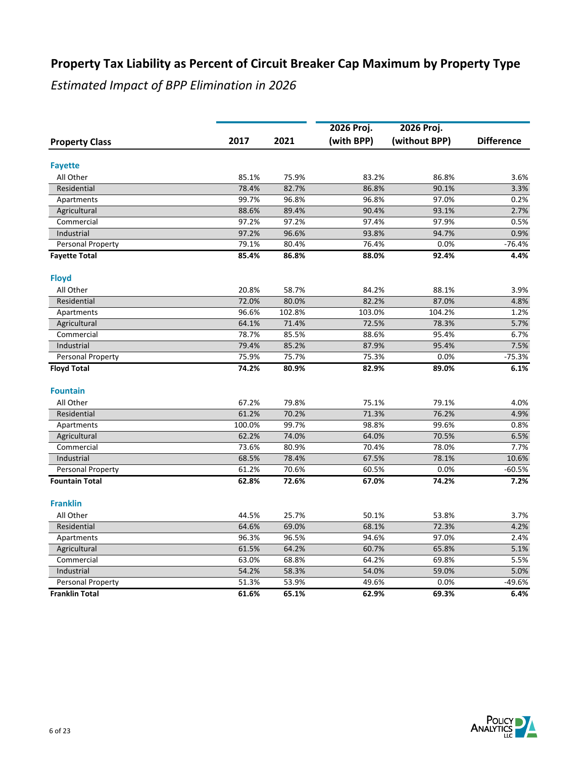# Property Tax Liability as Percent of Circuit Breaker Cap Maximum by Property Type

*Estimated Impact of BPP Elimination in 2026*

| Property Class | 2017 | 2021 | 2026 Proj. (with BPP) | 2026 Proj. (without BPP) | Difference |
|---|---|---|---|---|---|
| **Fayette** | | | | | |
| All Other | 85.1% | 75.9% | 83.2% | 86.8% | 3.6% |
| Residential | 78.4% | 82.7% | 86.8% | 90.1% | 3.3% |
| Apartments | 99.7% | 96.8% | 96.8% | 97.0% | 0.2% |
| Agricultural | 88.6% | 89.4% | 90.4% | 93.1% | 2.7% |
| Commercial | 97.2% | 97.2% | 97.4% | 97.9% | 0.5% |
| Industrial | 97.2% | 96.6% | 93.8% | 94.7% | 0.9% |
| Personal Property | 79.1% | 80.4% | 76.4% | 0.0% | -76.4% |
| **Fayette Total** | **85.4%** | **86.8%** | **88.0%** | **92.4%** | **4.4%** |
| **Floyd** | | | | | |
| All Other | 20.8% | 58.7% | 84.2% | 88.1% | 3.9% |
| Residential | 72.0% | 80.0% | 82.2% | 87.0% | 4.8% |
| Apartments | 96.6% | 102.8% | 103.0% | 104.2% | 1.2% |
| Agricultural | 64.1% | 71.4% | 72.5% | 78.3% | 5.7% |
| Commercial | 78.7% | 85.5% | 88.6% | 95.4% | 6.7% |
| Industrial | 79.4% | 85.2% | 87.9% | 95.4% | 7.5% |
| Personal Property | 75.9% | 75.7% | 75.3% | 0.0% | -75.3% |
| **Floyd Total** | **74.2%** | **80.9%** | **82.9%** | **89.0%** | **6.1%** |
| **Fountain** | | | | | |
| All Other | 67.2% | 79.8% | 75.1% | 79.1% | 4.0% |
| Residential | 61.2% | 70.2% | 71.3% | 76.2% | 4.9% |
| Apartments | 100.0% | 99.7% | 98.8% | 99.6% | 0.8% |
| Agricultural | 62.2% | 74.0% | 64.0% | 70.5% | 6.5% |
| Commercial | 73.6% | 80.9% | 70.4% | 78.0% | 7.7% |
| Industrial | 68.5% | 78.4% | 67.5% | 78.1% | 10.6% |
| Personal Property | 61.2% | 70.6% | 60.5% | 0.0% | -60.5% |
| **Fountain Total** | **62.8%** | **72.6%** | **67.0%** | **74.2%** | **7.2%** |
| **Franklin** | | | | | |
| All Other | 44.5% | 25.7% | 50.1% | 53.8% | 3.7% |
| Residential | 64.6% | 69.0% | 68.1% | 72.3% | 4.2% |
| Apartments | 96.3% | 96.5% | 94.6% | 97.0% | 2.4% |
| Agricultural | 61.5% | 64.2% | 60.7% | 65.8% | 5.1% |
| Commercial | 63.0% | 68.8% | 64.2% | 69.8% | 5.5% |
| Industrial | 54.2% | 58.3% | 54.0% | 59.0% | 5.0% |
| Personal Property | 51.3% | 53.9% | 49.6% | 0.0% | -49.6% |
| **Franklin Total** | **61.6%** | **65.1%** | **62.9%** | **69.3%** | **6.4%** |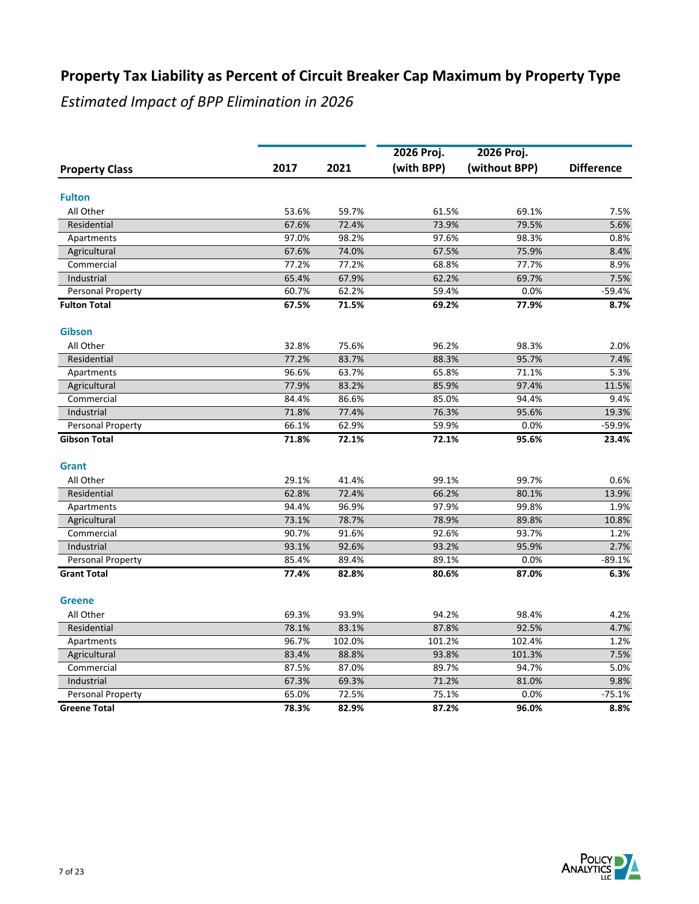# Property Tax Liability as Percent of Circuit Breaker Cap Maximum by Property Type

*Estimated Impact of BPP Elimination in 2026*

| Property Class | 2017 | 2021 | 2026 Proj. (with BPP) | 2026 Proj. (without BPP) | Difference |
|---|---|---|---|---|---|
| **Fulton** | | | | | |
| All Other | 53.6% | 59.7% | 61.5% | 69.1% | 7.5% |
| Residential | 67.6% | 72.4% | 73.9% | 79.5% | 5.6% |
| Apartments | 97.0% | 98.2% | 97.6% | 98.3% | 0.8% |
| Agricultural | 67.6% | 74.0% | 67.5% | 75.9% | 8.4% |
| Commercial | 77.2% | 77.2% | 68.8% | 77.7% | 8.9% |
| Industrial | 65.4% | 67.9% | 62.2% | 69.7% | 7.5% |
| Personal Property | 60.7% | 62.2% | 59.4% | 0.0% | -59.4% |
| **Fulton Total** | **67.5%** | **71.5%** | **69.2%** | **77.9%** | **8.7%** |
| **Gibson** | | | | | |
| All Other | 32.8% | 75.6% | 96.2% | 98.3% | 2.0% |
| Residential | 77.2% | 83.7% | 88.3% | 95.7% | 7.4% |
| Apartments | 96.6% | 63.7% | 65.8% | 71.1% | 5.3% |
| Agricultural | 77.9% | 83.2% | 85.9% | 97.4% | 11.5% |
| Commercial | 84.4% | 86.6% | 85.0% | 94.4% | 9.4% |
| Industrial | 71.8% | 77.4% | 76.3% | 95.6% | 19.3% |
| Personal Property | 66.1% | 62.9% | 59.9% | 0.0% | -59.9% |
| **Gibson Total** | **71.8%** | **72.1%** | **72.1%** | **95.6%** | **23.4%** |
| **Grant** | | | | | |
| All Other | 29.1% | 41.4% | 99.1% | 99.7% | 0.6% |
| Residential | 62.8% | 72.4% | 66.2% | 80.1% | 13.9% |
| Apartments | 94.4% | 96.9% | 97.9% | 99.8% | 1.9% |
| Agricultural | 73.1% | 78.7% | 78.9% | 89.8% | 10.8% |
| Commercial | 90.7% | 91.6% | 92.6% | 93.7% | 1.2% |
| Industrial | 93.1% | 92.6% | 93.2% | 95.9% | 2.7% |
| Personal Property | 85.4% | 89.4% | 89.1% | 0.0% | -89.1% |
| **Grant Total** | **77.4%** | **82.8%** | **80.6%** | **87.0%** | **6.3%** |
| **Greene** | | | | | |
| All Other | 69.3% | 93.9% | 94.2% | 98.4% | 4.2% |
| Residential | 78.1% | 83.1% | 87.8% | 92.5% | 4.7% |
| Apartments | 96.7% | 102.0% | 101.2% | 102.4% | 1.2% |
| Agricultural | 83.4% | 88.8% | 93.8% | 101.3% | 7.5% |
| Commercial | 87.5% | 87.0% | 89.7% | 94.7% | 5.0% |
| Industrial | 67.3% | 69.3% | 71.2% | 81.0% | 9.8% |
| Personal Property | 65.0% | 72.5% | 75.1% | 0.0% | -75.1% |
| **Greene Total** | **78.3%** | **82.9%** | **87.2%** | **96.0%** | **8.8%** |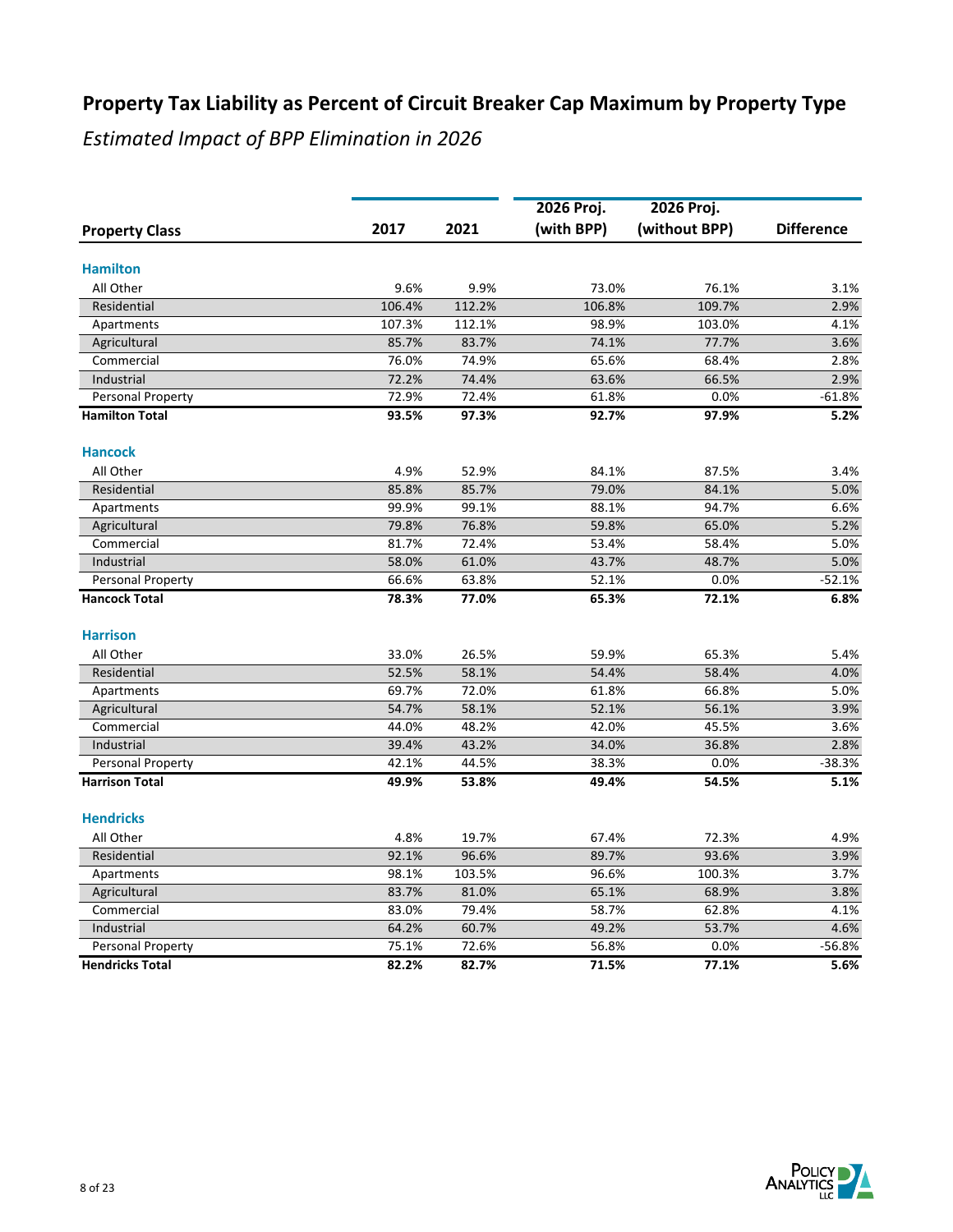# Property Tax Liability as Percent of Circuit Breaker Cap Maximum by Property Type

*Estimated Impact of BPP Elimination in 2026*

| Property Class | 2017 | 2021 | 2026 Proj. (with BPP) | 2026 Proj. (without BPP) | Difference |
|---|---|---|---|---|---|
| **Hamilton** | | | | | |
| All Other | 9.6% | 9.9% | 73.0% | 76.1% | 3.1% |
| Residential | 106.4% | 112.2% | 106.8% | 109.7% | 2.9% |
| Apartments | 107.3% | 112.1% | 98.9% | 103.0% | 4.1% |
| Agricultural | 85.7% | 83.7% | 74.1% | 77.7% | 3.6% |
| Commercial | 76.0% | 74.9% | 65.6% | 68.4% | 2.8% |
| Industrial | 72.2% | 74.4% | 63.6% | 66.5% | 2.9% |
| Personal Property | 72.9% | 72.4% | 61.8% | 0.0% | -61.8% |
| **Hamilton Total** | **93.5%** | **97.3%** | **92.7%** | **97.9%** | **5.2%** |
| **Hancock** | | | | | |
| All Other | 4.9% | 52.9% | 84.1% | 87.5% | 3.4% |
| Residential | 85.8% | 85.7% | 79.0% | 84.1% | 5.0% |
| Apartments | 99.9% | 99.1% | 88.1% | 94.7% | 6.6% |
| Agricultural | 79.8% | 76.8% | 59.8% | 65.0% | 5.2% |
| Commercial | 81.7% | 72.4% | 53.4% | 58.4% | 5.0% |
| Industrial | 58.0% | 61.0% | 43.7% | 48.7% | 5.0% |
| Personal Property | 66.6% | 63.8% | 52.1% | 0.0% | -52.1% |
| **Hancock Total** | **78.3%** | **77.0%** | **65.3%** | **72.1%** | **6.8%** |
| **Harrison** | | | | | |
| All Other | 33.0% | 26.5% | 59.9% | 65.3% | 5.4% |
| Residential | 52.5% | 58.1% | 54.4% | 58.4% | 4.0% |
| Apartments | 69.7% | 72.0% | 61.8% | 66.8% | 5.0% |
| Agricultural | 54.7% | 58.1% | 52.1% | 56.1% | 3.9% |
| Commercial | 44.0% | 48.2% | 42.0% | 45.5% | 3.6% |
| Industrial | 39.4% | 43.2% | 34.0% | 36.8% | 2.8% |
| Personal Property | 42.1% | 44.5% | 38.3% | 0.0% | -38.3% |
| **Harrison Total** | **49.9%** | **53.8%** | **49.4%** | **54.5%** | **5.1%** |
| **Hendricks** | | | | | |
| All Other | 4.8% | 19.7% | 67.4% | 72.3% | 4.9% |
| Residential | 92.1% | 96.6% | 89.7% | 93.6% | 3.9% |
| Apartments | 98.1% | 103.5% | 96.6% | 100.3% | 3.7% |
| Agricultural | 83.7% | 81.0% | 65.1% | 68.9% | 3.8% |
| Commercial | 83.0% | 79.4% | 58.7% | 62.8% | 4.1% |
| Industrial | 64.2% | 60.7% | 49.2% | 53.7% | 4.6% |
| Personal Property | 75.1% | 72.6% | 56.8% | 0.0% | -56.8% |
| **Hendricks Total** | **82.2%** | **82.7%** | **71.5%** | **77.1%** | **5.6%** |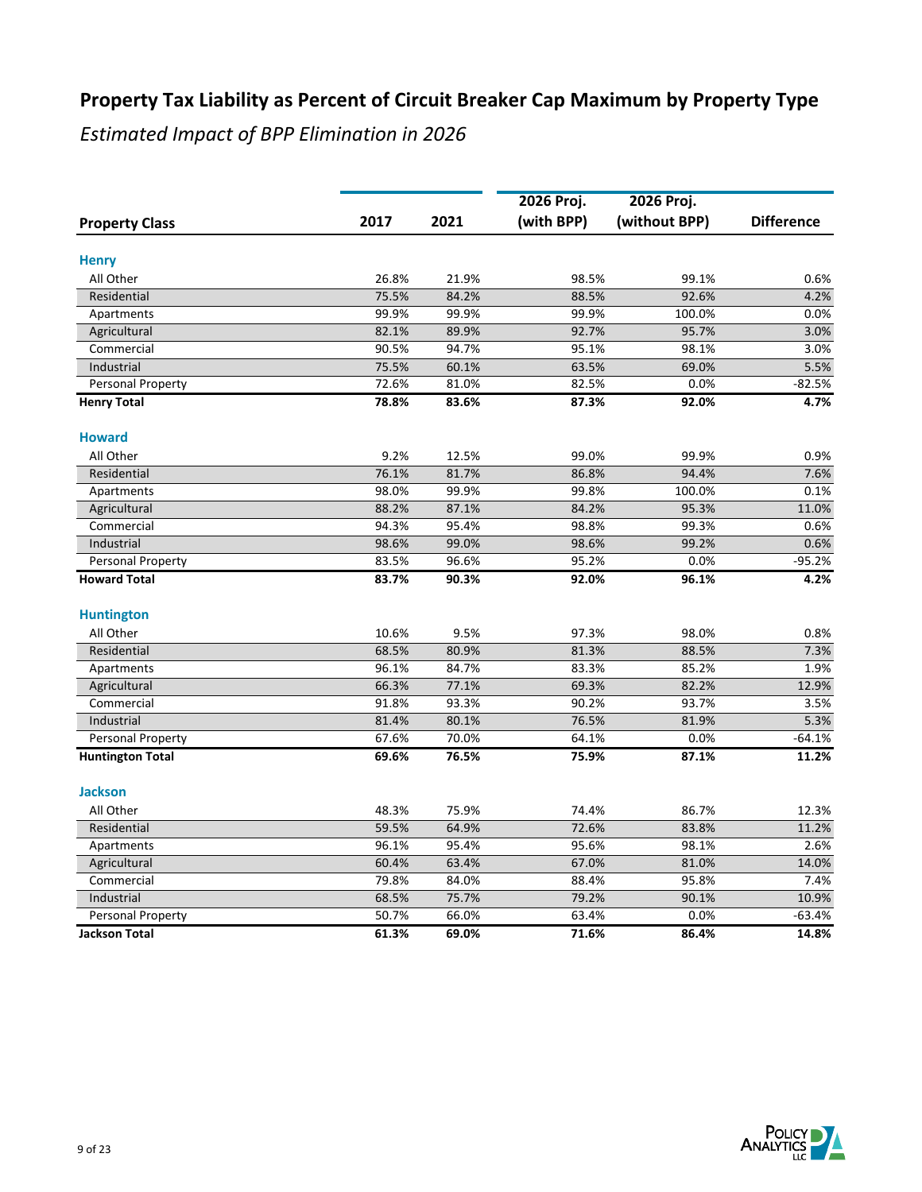# Property Tax Liability as Percent of Circuit Breaker Cap Maximum by Property Type

*Estimated Impact of BPP Elimination in 2026*

| Property Class | 2017 | 2021 | 2026 Proj. (with BPP) | 2026 Proj. (without BPP) | Difference |
|---|---|---|---|---|---|
| **Henry** | | | | | |
| All Other | 26.8% | 21.9% | 98.5% | 99.1% | 0.6% |
| Residential | 75.5% | 84.2% | 88.5% | 92.6% | 4.2% |
| Apartments | 99.9% | 99.9% | 99.9% | 100.0% | 0.0% |
| Agricultural | 82.1% | 89.9% | 92.7% | 95.7% | 3.0% |
| Commercial | 90.5% | 94.7% | 95.1% | 98.1% | 3.0% |
| Industrial | 75.5% | 60.1% | 63.5% | 69.0% | 5.5% |
| Personal Property | 72.6% | 81.0% | 82.5% | 0.0% | -82.5% |
| **Henry Total** | **78.8%** | **83.6%** | **87.3%** | **92.0%** | **4.7%** |
| **Howard** | | | | | |
| All Other | 9.2% | 12.5% | 99.0% | 99.9% | 0.9% |
| Residential | 76.1% | 81.7% | 86.8% | 94.4% | 7.6% |
| Apartments | 98.0% | 99.9% | 99.8% | 100.0% | 0.1% |
| Agricultural | 88.2% | 87.1% | 84.2% | 95.3% | 11.0% |
| Commercial | 94.3% | 95.4% | 98.8% | 99.3% | 0.6% |
| Industrial | 98.6% | 99.0% | 98.6% | 99.2% | 0.6% |
| Personal Property | 83.5% | 96.6% | 95.2% | 0.0% | -95.2% |
| **Howard Total** | **83.7%** | **90.3%** | **92.0%** | **96.1%** | **4.2%** |
| **Huntington** | | | | | |
| All Other | 10.6% | 9.5% | 97.3% | 98.0% | 0.8% |
| Residential | 68.5% | 80.9% | 81.3% | 88.5% | 7.3% |
| Apartments | 96.1% | 84.7% | 83.3% | 85.2% | 1.9% |
| Agricultural | 66.3% | 77.1% | 69.3% | 82.2% | 12.9% |
| Commercial | 91.8% | 93.3% | 90.2% | 93.7% | 3.5% |
| Industrial | 81.4% | 80.1% | 76.5% | 81.9% | 5.3% |
| Personal Property | 67.6% | 70.0% | 64.1% | 0.0% | -64.1% |
| **Huntington Total** | **69.6%** | **76.5%** | **75.9%** | **87.1%** | **11.2%** |
| **Jackson** | | | | | |
| All Other | 48.3% | 75.9% | 74.4% | 86.7% | 12.3% |
| Residential | 59.5% | 64.9% | 72.6% | 83.8% | 11.2% |
| Apartments | 96.1% | 95.4% | 95.6% | 98.1% | 2.6% |
| Agricultural | 60.4% | 63.4% | 67.0% | 81.0% | 14.0% |
| Commercial | 79.8% | 84.0% | 88.4% | 95.8% | 7.4% |
| Industrial | 68.5% | 75.7% | 79.2% | 90.1% | 10.9% |
| Personal Property | 50.7% | 66.0% | 63.4% | 0.0% | -63.4% |
| **Jackson Total** | **61.3%** | **69.0%** | **71.6%** | **86.4%** | **14.8%** |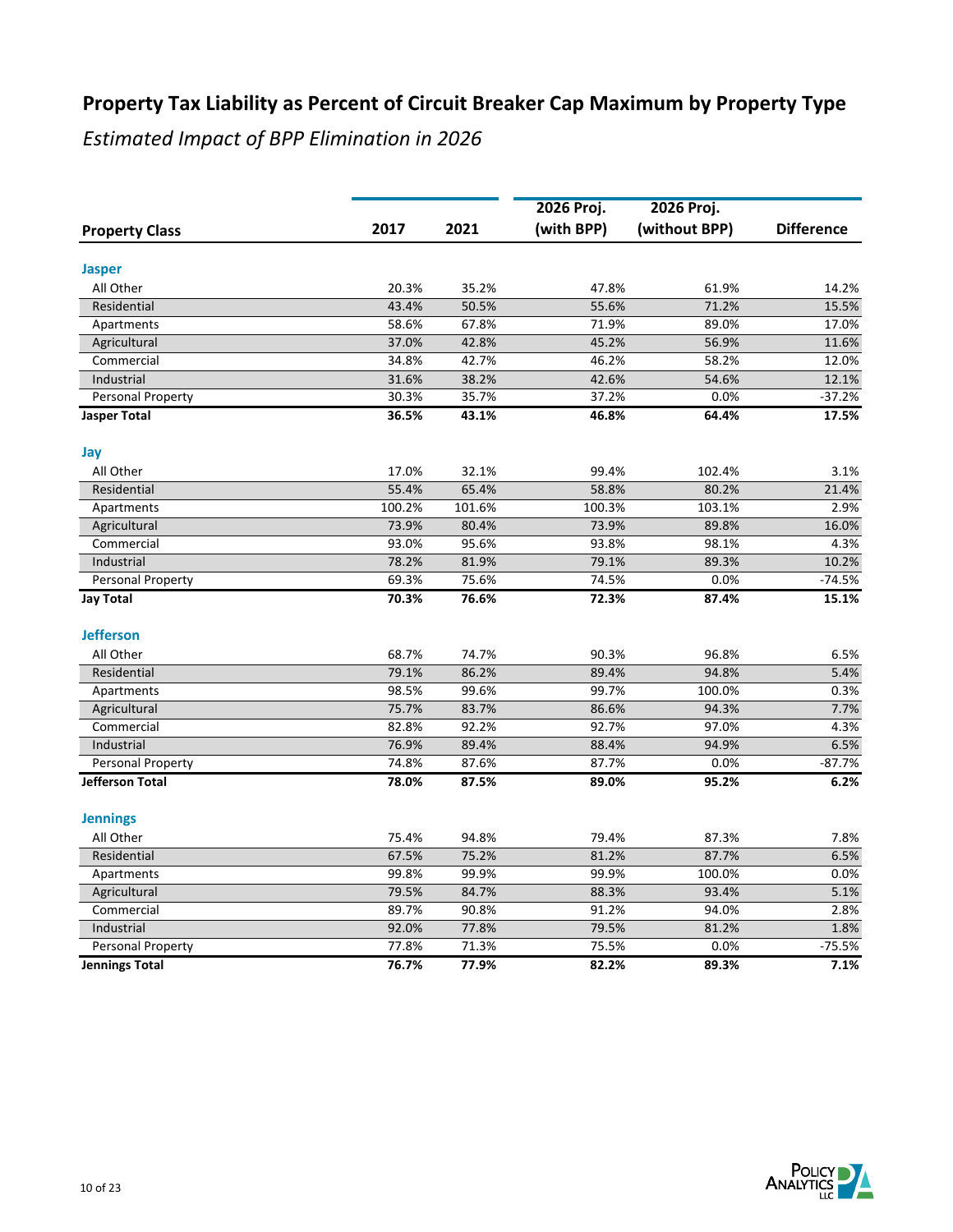## Property Tax Liability as Percent of Circuit Breaker Cap Maximum by Property Type

*Estimated Impact of BPP Elimination in 2026*

| Property Class | 2017 | 2021 | 2026 Proj. (with BPP) | 2026 Proj. (without BPP) | Difference |
|---|---|---|---|---|---|
| **Jasper** | | | | | |
| All Other | 20.3% | 35.2% | 47.8% | 61.9% | 14.2% |
| Residential | 43.4% | 50.5% | 55.6% | 71.2% | 15.5% |
| Apartments | 58.6% | 67.8% | 71.9% | 89.0% | 17.0% |
| Agricultural | 37.0% | 42.8% | 45.2% | 56.9% | 11.6% |
| Commercial | 34.8% | 42.7% | 46.2% | 58.2% | 12.0% |
| Industrial | 31.6% | 38.2% | 42.6% | 54.6% | 12.1% |
| Personal Property | 30.3% | 35.7% | 37.2% | 0.0% | -37.2% |
| **Jasper Total** | **36.5%** | **43.1%** | **46.8%** | **64.4%** | **17.5%** |
| **Jay** | | | | | |
| All Other | 17.0% | 32.1% | 99.4% | 102.4% | 3.1% |
| Residential | 55.4% | 65.4% | 58.8% | 80.2% | 21.4% |
| Apartments | 100.2% | 101.6% | 100.3% | 103.1% | 2.9% |
| Agricultural | 73.9% | 80.4% | 73.9% | 89.8% | 16.0% |
| Commercial | 93.0% | 95.6% | 93.8% | 98.1% | 4.3% |
| Industrial | 78.2% | 81.9% | 79.1% | 89.3% | 10.2% |
| Personal Property | 69.3% | 75.6% | 74.5% | 0.0% | -74.5% |
| **Jay Total** | **70.3%** | **76.6%** | **72.3%** | **87.4%** | **15.1%** |
| **Jefferson** | | | | | |
| All Other | 68.7% | 74.7% | 90.3% | 96.8% | 6.5% |
| Residential | 79.1% | 86.2% | 89.4% | 94.8% | 5.4% |
| Apartments | 98.5% | 99.6% | 99.7% | 100.0% | 0.3% |
| Agricultural | 75.7% | 83.7% | 86.6% | 94.3% | 7.7% |
| Commercial | 82.8% | 92.2% | 92.7% | 97.0% | 4.3% |
| Industrial | 76.9% | 89.4% | 88.4% | 94.9% | 6.5% |
| Personal Property | 74.8% | 87.6% | 87.7% | 0.0% | -87.7% |
| **Jefferson Total** | **78.0%** | **87.5%** | **89.0%** | **95.2%** | **6.2%** |
| **Jennings** | | | | | |
| All Other | 75.4% | 94.8% | 79.4% | 87.3% | 7.8% |
| Residential | 67.5% | 75.2% | 81.2% | 87.7% | 6.5% |
| Apartments | 99.8% | 99.9% | 99.9% | 100.0% | 0.0% |
| Agricultural | 79.5% | 84.7% | 88.3% | 93.4% | 5.1% |
| Commercial | 89.7% | 90.8% | 91.2% | 94.0% | 2.8% |
| Industrial | 92.0% | 77.8% | 79.5% | 81.2% | 1.8% |
| Personal Property | 77.8% | 71.3% | 75.5% | 0.0% | -75.5% |
| **Jennings Total** | **76.7%** | **77.9%** | **82.2%** | **89.3%** | **7.1%** |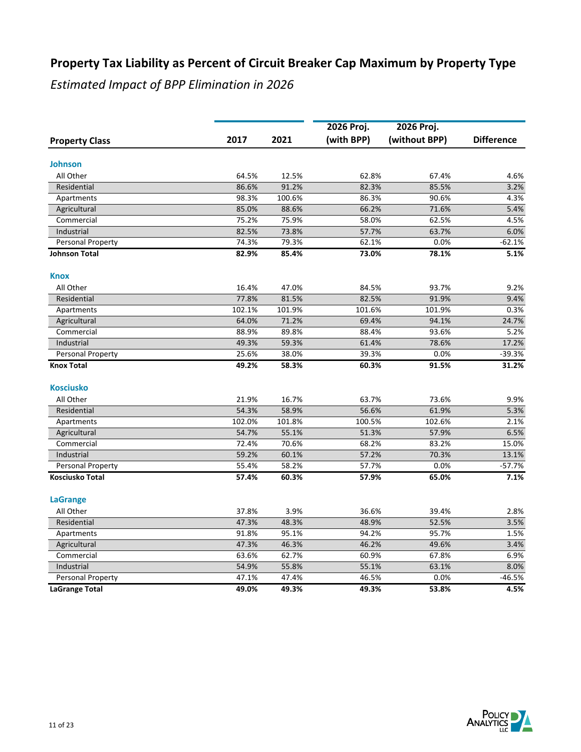# Property Tax Liability as Percent of Circuit Breaker Cap Maximum by Property Type

*Estimated Impact of BPP Elimination in 2026*

| Property Class | 2017 | 2021 | 2026 Proj. (with BPP) | 2026 Proj. (without BPP) | Difference |
|---|---|---|---|---|---|
| **Johnson** | | | | | |
| All Other | 64.5% | 12.5% | 62.8% | 67.4% | 4.6% |
| Residential | 86.6% | 91.2% | 82.3% | 85.5% | 3.2% |
| Apartments | 98.3% | 100.6% | 86.3% | 90.6% | 4.3% |
| Agricultural | 85.0% | 88.6% | 66.2% | 71.6% | 5.4% |
| Commercial | 75.2% | 75.9% | 58.0% | 62.5% | 4.5% |
| Industrial | 82.5% | 73.8% | 57.7% | 63.7% | 6.0% |
| Personal Property | 74.3% | 79.3% | 62.1% | 0.0% | -62.1% |
| **Johnson Total** | **82.9%** | **85.4%** | **73.0%** | **78.1%** | **5.1%** |
| **Knox** | | | | | |
| All Other | 16.4% | 47.0% | 84.5% | 93.7% | 9.2% |
| Residential | 77.8% | 81.5% | 82.5% | 91.9% | 9.4% |
| Apartments | 102.1% | 101.9% | 101.6% | 101.9% | 0.3% |
| Agricultural | 64.0% | 71.2% | 69.4% | 94.1% | 24.7% |
| Commercial | 88.9% | 89.8% | 88.4% | 93.6% | 5.2% |
| Industrial | 49.3% | 59.3% | 61.4% | 78.6% | 17.2% |
| Personal Property | 25.6% | 38.0% | 39.3% | 0.0% | -39.3% |
| **Knox Total** | **49.2%** | **58.3%** | **60.3%** | **91.5%** | **31.2%** |
| **Kosciusko** | | | | | |
| All Other | 21.9% | 16.7% | 63.7% | 73.6% | 9.9% |
| Residential | 54.3% | 58.9% | 56.6% | 61.9% | 5.3% |
| Apartments | 102.0% | 101.8% | 100.5% | 102.6% | 2.1% |
| Agricultural | 54.7% | 55.1% | 51.3% | 57.9% | 6.5% |
| Commercial | 72.4% | 70.6% | 68.2% | 83.2% | 15.0% |
| Industrial | 59.2% | 60.1% | 57.2% | 70.3% | 13.1% |
| Personal Property | 55.4% | 58.2% | 57.7% | 0.0% | -57.7% |
| **Kosciusko Total** | **57.4%** | **60.3%** | **57.9%** | **65.0%** | **7.1%** |
| **LaGrange** | | | | | |
| All Other | 37.8% | 3.9% | 36.6% | 39.4% | 2.8% |
| Residential | 47.3% | 48.3% | 48.9% | 52.5% | 3.5% |
| Apartments | 91.8% | 95.1% | 94.2% | 95.7% | 1.5% |
| Agricultural | 47.3% | 46.3% | 46.2% | 49.6% | 3.4% |
| Commercial | 63.6% | 62.7% | 60.9% | 67.8% | 6.9% |
| Industrial | 54.9% | 55.8% | 55.1% | 63.1% | 8.0% |
| Personal Property | 47.1% | 47.4% | 46.5% | 0.0% | -46.5% |
| **LaGrange Total** | **49.0%** | **49.3%** | **49.3%** | **53.8%** | **4.5%** |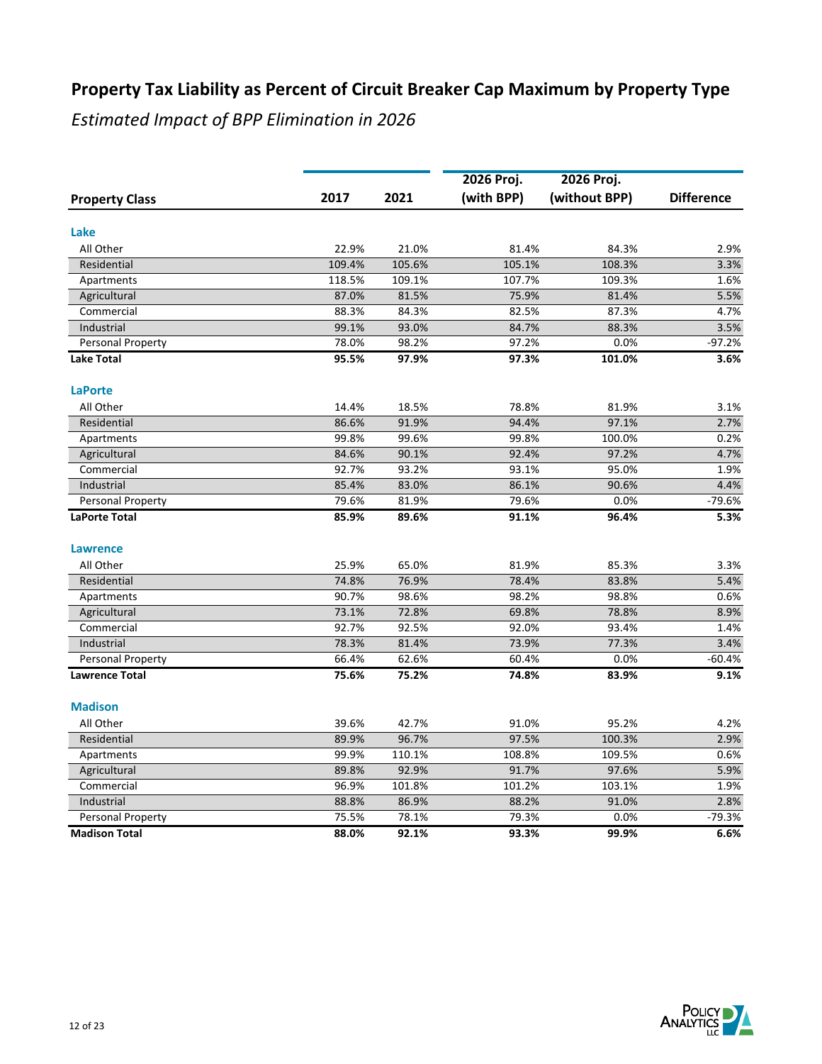# Property Tax Liability as Percent of Circuit Breaker Cap Maximum by Property Type

*Estimated Impact of BPP Elimination in 2026*

| Property Class | 2017 | 2021 | 2026 Proj. (with BPP) | 2026 Proj. (without BPP) | Difference |
|---|---|---|---|---|---|
| **Lake** | | | | | |
| All Other | 22.9% | 21.0% | 81.4% | 84.3% | 2.9% |
| Residential | 109.4% | 105.6% | 105.1% | 108.3% | 3.3% |
| Apartments | 118.5% | 109.1% | 107.7% | 109.3% | 1.6% |
| Agricultural | 87.0% | 81.5% | 75.9% | 81.4% | 5.5% |
| Commercial | 88.3% | 84.3% | 82.5% | 87.3% | 4.7% |
| Industrial | 99.1% | 93.0% | 84.7% | 88.3% | 3.5% |
| Personal Property | 78.0% | 98.2% | 97.2% | 0.0% | -97.2% |
| **Lake Total** | **95.5%** | **97.9%** | **97.3%** | **101.0%** | **3.6%** |
| **LaPorte** | | | | | |
| All Other | 14.4% | 18.5% | 78.8% | 81.9% | 3.1% |
| Residential | 86.6% | 91.9% | 94.4% | 97.1% | 2.7% |
| Apartments | 99.8% | 99.6% | 99.8% | 100.0% | 0.2% |
| Agricultural | 84.6% | 90.1% | 92.4% | 97.2% | 4.7% |
| Commercial | 92.7% | 93.2% | 93.1% | 95.0% | 1.9% |
| Industrial | 85.4% | 83.0% | 86.1% | 90.6% | 4.4% |
| Personal Property | 79.6% | 81.9% | 79.6% | 0.0% | -79.6% |
| **LaPorte Total** | **85.9%** | **89.6%** | **91.1%** | **96.4%** | **5.3%** |
| **Lawrence** | | | | | |
| All Other | 25.9% | 65.0% | 81.9% | 85.3% | 3.3% |
| Residential | 74.8% | 76.9% | 78.4% | 83.8% | 5.4% |
| Apartments | 90.7% | 98.6% | 98.2% | 98.8% | 0.6% |
| Agricultural | 73.1% | 72.8% | 69.8% | 78.8% | 8.9% |
| Commercial | 92.7% | 92.5% | 92.0% | 93.4% | 1.4% |
| Industrial | 78.3% | 81.4% | 73.9% | 77.3% | 3.4% |
| Personal Property | 66.4% | 62.6% | 60.4% | 0.0% | -60.4% |
| **Lawrence Total** | **75.6%** | **75.2%** | **74.8%** | **83.9%** | **9.1%** |
| **Madison** | | | | | |
| All Other | 39.6% | 42.7% | 91.0% | 95.2% | 4.2% |
| Residential | 89.9% | 96.7% | 97.5% | 100.3% | 2.9% |
| Apartments | 99.9% | 110.1% | 108.8% | 109.5% | 0.6% |
| Agricultural | 89.8% | 92.9% | 91.7% | 97.6% | 5.9% |
| Commercial | 96.9% | 101.8% | 101.2% | 103.1% | 1.9% |
| Industrial | 88.8% | 86.9% | 88.2% | 91.0% | 2.8% |
| Personal Property | 75.5% | 78.1% | 79.3% | 0.0% | -79.3% |
| **Madison Total** | **88.0%** | **92.1%** | **93.3%** | **99.9%** | **6.6%** |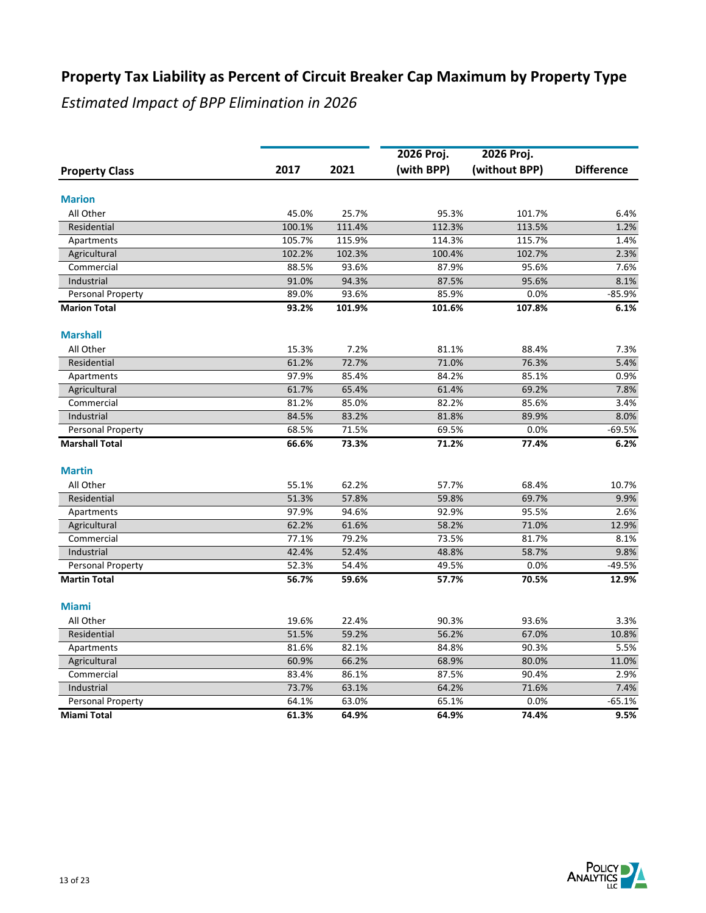# Property Tax Liability as Percent of Circuit Breaker Cap Maximum by Property Type

*Estimated Impact of BPP Elimination in 2026*

| Property Class | 2017 | 2021 | 2026 Proj. (with BPP) | 2026 Proj. (without BPP) | Difference |
|---|---|---|---|---|---|
| **Marion** | | | | | |
| All Other | 45.0% | 25.7% | 95.3% | 101.7% | 6.4% |
| Residential | 100.1% | 111.4% | 112.3% | 113.5% | 1.2% |
| Apartments | 105.7% | 115.9% | 114.3% | 115.7% | 1.4% |
| Agricultural | 102.2% | 102.3% | 100.4% | 102.7% | 2.3% |
| Commercial | 88.5% | 93.6% | 87.9% | 95.6% | 7.6% |
| Industrial | 91.0% | 94.3% | 87.5% | 95.6% | 8.1% |
| Personal Property | 89.0% | 93.6% | 85.9% | 0.0% | -85.9% |
| **Marion Total** | **93.2%** | **101.9%** | **101.6%** | **107.8%** | **6.1%** |
| **Marshall** | | | | | |
| All Other | 15.3% | 7.2% | 81.1% | 88.4% | 7.3% |
| Residential | 61.2% | 72.7% | 71.0% | 76.3% | 5.4% |
| Apartments | 97.9% | 85.4% | 84.2% | 85.1% | 0.9% |
| Agricultural | 61.7% | 65.4% | 61.4% | 69.2% | 7.8% |
| Commercial | 81.2% | 85.0% | 82.2% | 85.6% | 3.4% |
| Industrial | 84.5% | 83.2% | 81.8% | 89.9% | 8.0% |
| Personal Property | 68.5% | 71.5% | 69.5% | 0.0% | -69.5% |
| **Marshall Total** | **66.6%** | **73.3%** | **71.2%** | **77.4%** | **6.2%** |
| **Martin** | | | | | |
| All Other | 55.1% | 62.2% | 57.7% | 68.4% | 10.7% |
| Residential | 51.3% | 57.8% | 59.8% | 69.7% | 9.9% |
| Apartments | 97.9% | 94.6% | 92.9% | 95.5% | 2.6% |
| Agricultural | 62.2% | 61.6% | 58.2% | 71.0% | 12.9% |
| Commercial | 77.1% | 79.2% | 73.5% | 81.7% | 8.1% |
| Industrial | 42.4% | 52.4% | 48.8% | 58.7% | 9.8% |
| Personal Property | 52.3% | 54.4% | 49.5% | 0.0% | -49.5% |
| **Martin Total** | **56.7%** | **59.6%** | **57.7%** | **70.5%** | **12.9%** |
| **Miami** | | | | | |
| All Other | 19.6% | 22.4% | 90.3% | 93.6% | 3.3% |
| Residential | 51.5% | 59.2% | 56.2% | 67.0% | 10.8% |
| Apartments | 81.6% | 82.1% | 84.8% | 90.3% | 5.5% |
| Agricultural | 60.9% | 66.2% | 68.9% | 80.0% | 11.0% |
| Commercial | 83.4% | 86.1% | 87.5% | 90.4% | 2.9% |
| Industrial | 73.7% | 63.1% | 64.2% | 71.6% | 7.4% |
| Personal Property | 64.1% | 63.0% | 65.1% | 0.0% | -65.1% |
| **Miami Total** | **61.3%** | **64.9%** | **64.9%** | **74.4%** | **9.5%** |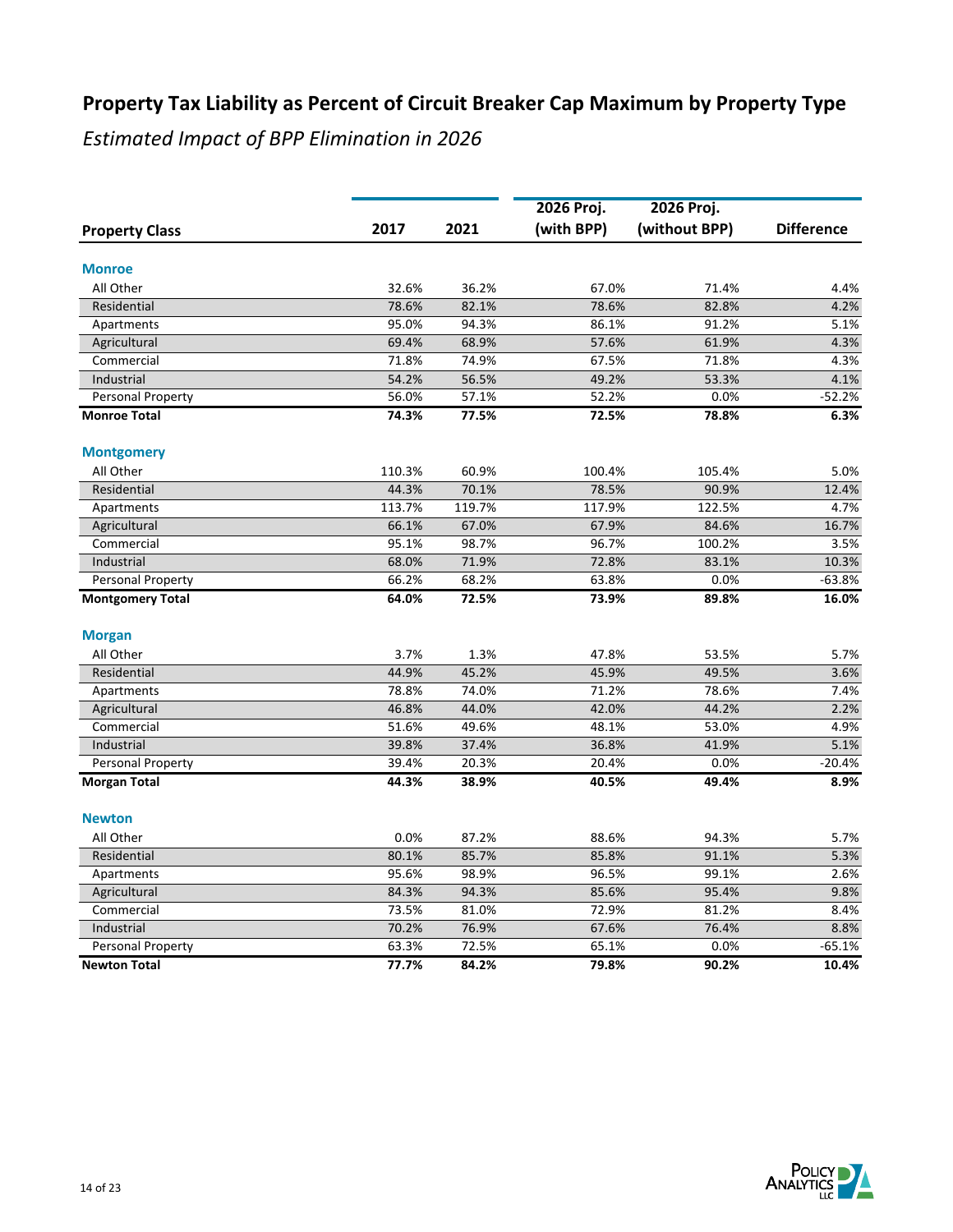# Property Tax Liability as Percent of Circuit Breaker Cap Maximum by Property Type

*Estimated Impact of BPP Elimination in 2026*

| Property Class | 2017 | 2021 | 2026 Proj. (with BPP) | 2026 Proj. (without BPP) | Difference |
|---|---|---|---|---|---|
| **Monroe** | | | | | |
| All Other | 32.6% | 36.2% | 67.0% | 71.4% | 4.4% |
| Residential | 78.6% | 82.1% | 78.6% | 82.8% | 4.2% |
| Apartments | 95.0% | 94.3% | 86.1% | 91.2% | 5.1% |
| Agricultural | 69.4% | 68.9% | 57.6% | 61.9% | 4.3% |
| Commercial | 71.8% | 74.9% | 67.5% | 71.8% | 4.3% |
| Industrial | 54.2% | 56.5% | 49.2% | 53.3% | 4.1% |
| Personal Property | 56.0% | 57.1% | 52.2% | 0.0% | -52.2% |
| **Monroe Total** | **74.3%** | **77.5%** | **72.5%** | **78.8%** | **6.3%** |
| **Montgomery** | | | | | |
| All Other | 110.3% | 60.9% | 100.4% | 105.4% | 5.0% |
| Residential | 44.3% | 70.1% | 78.5% | 90.9% | 12.4% |
| Apartments | 113.7% | 119.7% | 117.9% | 122.5% | 4.7% |
| Agricultural | 66.1% | 67.0% | 67.9% | 84.6% | 16.7% |
| Commercial | 95.1% | 98.7% | 96.7% | 100.2% | 3.5% |
| Industrial | 68.0% | 71.9% | 72.8% | 83.1% | 10.3% |
| Personal Property | 66.2% | 68.2% | 63.8% | 0.0% | -63.8% |
| **Montgomery Total** | **64.0%** | **72.5%** | **73.9%** | **89.8%** | **16.0%** |
| **Morgan** | | | | | |
| All Other | 3.7% | 1.3% | 47.8% | 53.5% | 5.7% |
| Residential | 44.9% | 45.2% | 45.9% | 49.5% | 3.6% |
| Apartments | 78.8% | 74.0% | 71.2% | 78.6% | 7.4% |
| Agricultural | 46.8% | 44.0% | 42.0% | 44.2% | 2.2% |
| Commercial | 51.6% | 49.6% | 48.1% | 53.0% | 4.9% |
| Industrial | 39.8% | 37.4% | 36.8% | 41.9% | 5.1% |
| Personal Property | 39.4% | 20.3% | 20.4% | 0.0% | -20.4% |
| **Morgan Total** | **44.3%** | **38.9%** | **40.5%** | **49.4%** | **8.9%** |
| **Newton** | | | | | |
| All Other | 0.0% | 87.2% | 88.6% | 94.3% | 5.7% |
| Residential | 80.1% | 85.7% | 85.8% | 91.1% | 5.3% |
| Apartments | 95.6% | 98.9% | 96.5% | 99.1% | 2.6% |
| Agricultural | 84.3% | 94.3% | 85.6% | 95.4% | 9.8% |
| Commercial | 73.5% | 81.0% | 72.9% | 81.2% | 8.4% |
| Industrial | 70.2% | 76.9% | 67.6% | 76.4% | 8.8% |
| Personal Property | 63.3% | 72.5% | 65.1% | 0.0% | -65.1% |
| **Newton Total** | **77.7%** | **84.2%** | **79.8%** | **90.2%** | **10.4%** |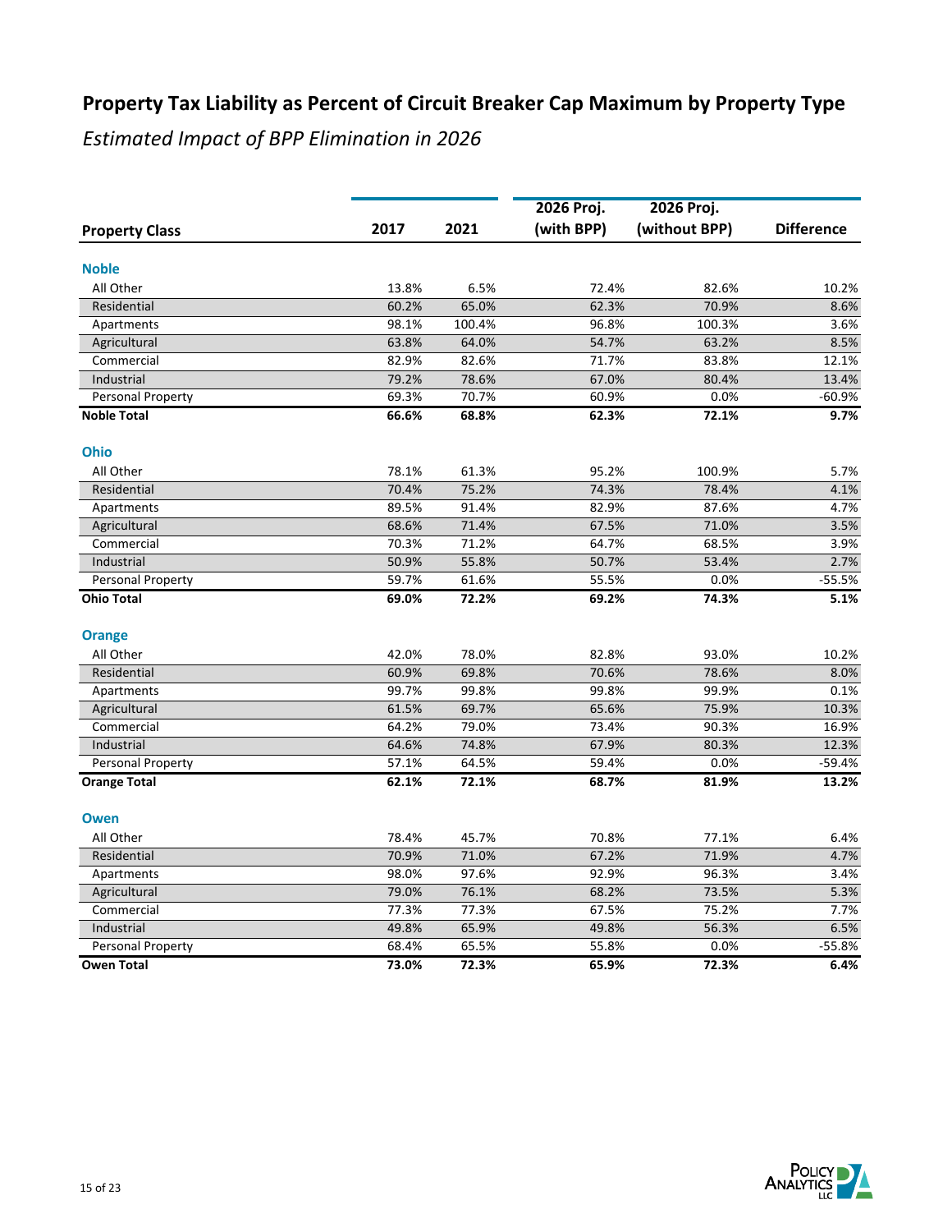# Property Tax Liability as Percent of Circuit Breaker Cap Maximum by Property Type

*Estimated Impact of BPP Elimination in 2026*

| Property Class | 2017 | 2021 | 2026 Proj. (with BPP) | 2026 Proj. (without BPP) | Difference |
|---|---|---|---|---|---|
| **Noble** | | | | | |
| All Other | 13.8% | 6.5% | 72.4% | 82.6% | 10.2% |
| Residential | 60.2% | 65.0% | 62.3% | 70.9% | 8.6% |
| Apartments | 98.1% | 100.4% | 96.8% | 100.3% | 3.6% |
| Agricultural | 63.8% | 64.0% | 54.7% | 63.2% | 8.5% |
| Commercial | 82.9% | 82.6% | 71.7% | 83.8% | 12.1% |
| Industrial | 79.2% | 78.6% | 67.0% | 80.4% | 13.4% |
| Personal Property | 69.3% | 70.7% | 60.9% | 0.0% | -60.9% |
| **Noble Total** | **66.6%** | **68.8%** | **62.3%** | **72.1%** | **9.7%** |
| **Ohio** | | | | | |
| All Other | 78.1% | 61.3% | 95.2% | 100.9% | 5.7% |
| Residential | 70.4% | 75.2% | 74.3% | 78.4% | 4.1% |
| Apartments | 89.5% | 91.4% | 82.9% | 87.6% | 4.7% |
| Agricultural | 68.6% | 71.4% | 67.5% | 71.0% | 3.5% |
| Commercial | 70.3% | 71.2% | 64.7% | 68.5% | 3.9% |
| Industrial | 50.9% | 55.8% | 50.7% | 53.4% | 2.7% |
| Personal Property | 59.7% | 61.6% | 55.5% | 0.0% | -55.5% |
| **Ohio Total** | **69.0%** | **72.2%** | **69.2%** | **74.3%** | **5.1%** |
| **Orange** | | | | | |
| All Other | 42.0% | 78.0% | 82.8% | 93.0% | 10.2% |
| Residential | 60.9% | 69.8% | 70.6% | 78.6% | 8.0% |
| Apartments | 99.7% | 99.8% | 99.8% | 99.9% | 0.1% |
| Agricultural | 61.5% | 69.7% | 65.6% | 75.9% | 10.3% |
| Commercial | 64.2% | 79.0% | 73.4% | 90.3% | 16.9% |
| Industrial | 64.6% | 74.8% | 67.9% | 80.3% | 12.3% |
| Personal Property | 57.1% | 64.5% | 59.4% | 0.0% | -59.4% |
| **Orange Total** | **62.1%** | **72.1%** | **68.7%** | **81.9%** | **13.2%** |
| **Owen** | | | | | |
| All Other | 78.4% | 45.7% | 70.8% | 77.1% | 6.4% |
| Residential | 70.9% | 71.0% | 67.2% | 71.9% | 4.7% |
| Apartments | 98.0% | 97.6% | 92.9% | 96.3% | 3.4% |
| Agricultural | 79.0% | 76.1% | 68.2% | 73.5% | 5.3% |
| Commercial | 77.3% | 77.3% | 67.5% | 75.2% | 7.7% |
| Industrial | 49.8% | 65.9% | 49.8% | 56.3% | 6.5% |
| Personal Property | 68.4% | 65.5% | 55.8% | 0.0% | -55.8% |
| **Owen Total** | **73.0%** | **72.3%** | **65.9%** | **72.3%** | **6.4%** |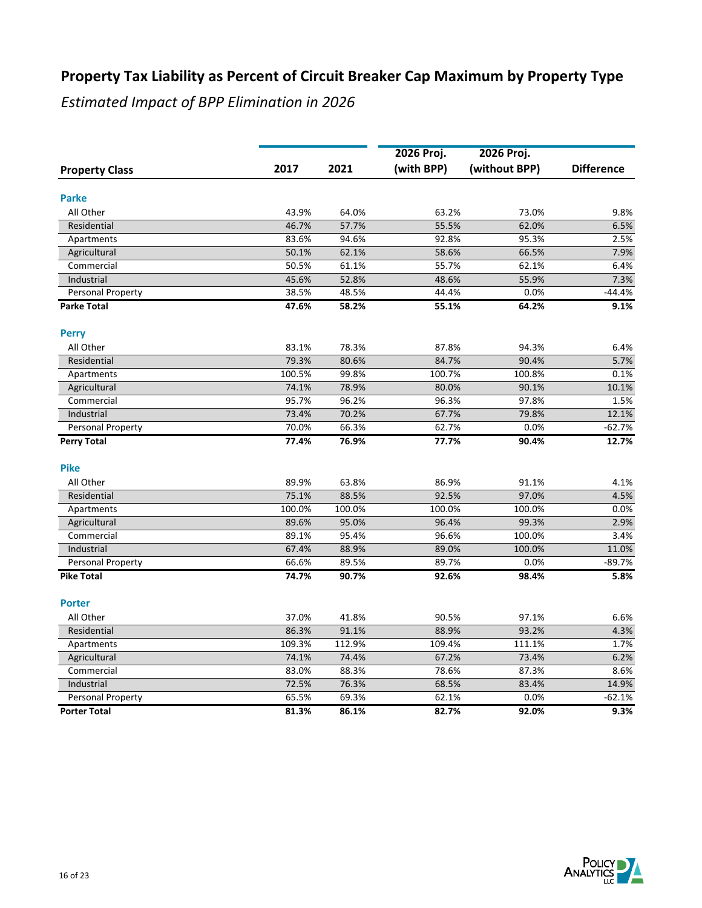# Property Tax Liability as Percent of Circuit Breaker Cap Maximum by Property Type

*Estimated Impact of BPP Elimination in 2026*

| Property Class | 2017 | 2021 | 2026 Proj. (with BPP) | 2026 Proj. (without BPP) | Difference |
|---|---|---|---|---|---|
| **Parke** | | | | | |
| All Other | 43.9% | 64.0% | 63.2% | 73.0% | 9.8% |
| Residential | 46.7% | 57.7% | 55.5% | 62.0% | 6.5% |
| Apartments | 83.6% | 94.6% | 92.8% | 95.3% | 2.5% |
| Agricultural | 50.1% | 62.1% | 58.6% | 66.5% | 7.9% |
| Commercial | 50.5% | 61.1% | 55.7% | 62.1% | 6.4% |
| Industrial | 45.6% | 52.8% | 48.6% | 55.9% | 7.3% |
| Personal Property | 38.5% | 48.5% | 44.4% | 0.0% | -44.4% |
| **Parke Total** | **47.6%** | **58.2%** | **55.1%** | **64.2%** | **9.1%** |
| **Perry** | | | | | |
| All Other | 83.1% | 78.3% | 87.8% | 94.3% | 6.4% |
| Residential | 79.3% | 80.6% | 84.7% | 90.4% | 5.7% |
| Apartments | 100.5% | 99.8% | 100.7% | 100.8% | 0.1% |
| Agricultural | 74.1% | 78.9% | 80.0% | 90.1% | 10.1% |
| Commercial | 95.7% | 96.2% | 96.3% | 97.8% | 1.5% |
| Industrial | 73.4% | 70.2% | 67.7% | 79.8% | 12.1% |
| Personal Property | 70.0% | 66.3% | 62.7% | 0.0% | -62.7% |
| **Perry Total** | **77.4%** | **76.9%** | **77.7%** | **90.4%** | **12.7%** |
| **Pike** | | | | | |
| All Other | 89.9% | 63.8% | 86.9% | 91.1% | 4.1% |
| Residential | 75.1% | 88.5% | 92.5% | 97.0% | 4.5% |
| Apartments | 100.0% | 100.0% | 100.0% | 100.0% | 0.0% |
| Agricultural | 89.6% | 95.0% | 96.4% | 99.3% | 2.9% |
| Commercial | 89.1% | 95.4% | 96.6% | 100.0% | 3.4% |
| Industrial | 67.4% | 88.9% | 89.0% | 100.0% | 11.0% |
| Personal Property | 66.6% | 89.5% | 89.7% | 0.0% | -89.7% |
| **Pike Total** | **74.7%** | **90.7%** | **92.6%** | **98.4%** | **5.8%** |
| **Porter** | | | | | |
| All Other | 37.0% | 41.8% | 90.5% | 97.1% | 6.6% |
| Residential | 86.3% | 91.1% | 88.9% | 93.2% | 4.3% |
| Apartments | 109.3% | 112.9% | 109.4% | 111.1% | 1.7% |
| Agricultural | 74.1% | 74.4% | 67.2% | 73.4% | 6.2% |
| Commercial | 83.0% | 88.3% | 78.6% | 87.3% | 8.6% |
| Industrial | 72.5% | 76.3% | 68.5% | 83.4% | 14.9% |
| Personal Property | 65.5% | 69.3% | 62.1% | 0.0% | -62.1% |
| **Porter Total** | **81.3%** | **86.1%** | **82.7%** | **92.0%** | **9.3%** |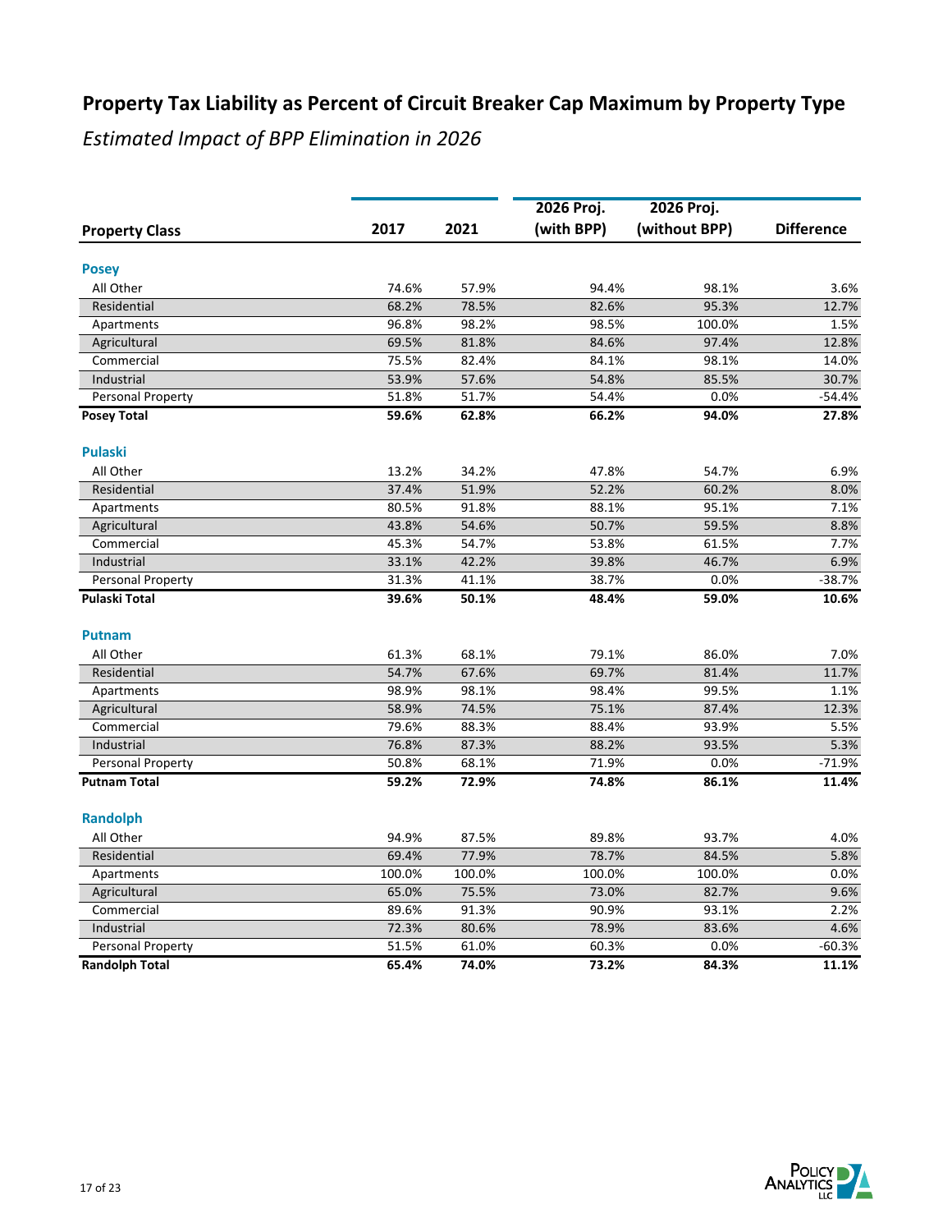# Property Tax Liability as Percent of Circuit Breaker Cap Maximum by Property Type

*Estimated Impact of BPP Elimination in 2026*

| Property Class | 2017 | 2021 | 2026 Proj. (with BPP) | 2026 Proj. (without BPP) | Difference |
|---|---|---|---|---|---|
| **Posey** | | | | | |
| All Other | 74.6% | 57.9% | 94.4% | 98.1% | 3.6% |
| Residential | 68.2% | 78.5% | 82.6% | 95.3% | 12.7% |
| Apartments | 96.8% | 98.2% | 98.5% | 100.0% | 1.5% |
| Agricultural | 69.5% | 81.8% | 84.6% | 97.4% | 12.8% |
| Commercial | 75.5% | 82.4% | 84.1% | 98.1% | 14.0% |
| Industrial | 53.9% | 57.6% | 54.8% | 85.5% | 30.7% |
| Personal Property | 51.8% | 51.7% | 54.4% | 0.0% | -54.4% |
| **Posey Total** | **59.6%** | **62.8%** | **66.2%** | **94.0%** | **27.8%** |
| **Pulaski** | | | | | |
| All Other | 13.2% | 34.2% | 47.8% | 54.7% | 6.9% |
| Residential | 37.4% | 51.9% | 52.2% | 60.2% | 8.0% |
| Apartments | 80.5% | 91.8% | 88.1% | 95.1% | 7.1% |
| Agricultural | 43.8% | 54.6% | 50.7% | 59.5% | 8.8% |
| Commercial | 45.3% | 54.7% | 53.8% | 61.5% | 7.7% |
| Industrial | 33.1% | 42.2% | 39.8% | 46.7% | 6.9% |
| Personal Property | 31.3% | 41.1% | 38.7% | 0.0% | -38.7% |
| **Pulaski Total** | **39.6%** | **50.1%** | **48.4%** | **59.0%** | **10.6%** |
| **Putnam** | | | | | |
| All Other | 61.3% | 68.1% | 79.1% | 86.0% | 7.0% |
| Residential | 54.7% | 67.6% | 69.7% | 81.4% | 11.7% |
| Apartments | 98.9% | 98.1% | 98.4% | 99.5% | 1.1% |
| Agricultural | 58.9% | 74.5% | 75.1% | 87.4% | 12.3% |
| Commercial | 79.6% | 88.3% | 88.4% | 93.9% | 5.5% |
| Industrial | 76.8% | 87.3% | 88.2% | 93.5% | 5.3% |
| Personal Property | 50.8% | 68.1% | 71.9% | 0.0% | -71.9% |
| **Putnam Total** | **59.2%** | **72.9%** | **74.8%** | **86.1%** | **11.4%** |
| **Randolph** | | | | | |
| All Other | 94.9% | 87.5% | 89.8% | 93.7% | 4.0% |
| Residential | 69.4% | 77.9% | 78.7% | 84.5% | 5.8% |
| Apartments | 100.0% | 100.0% | 100.0% | 100.0% | 0.0% |
| Agricultural | 65.0% | 75.5% | 73.0% | 82.7% | 9.6% |
| Commercial | 89.6% | 91.3% | 90.9% | 93.1% | 2.2% |
| Industrial | 72.3% | 80.6% | 78.9% | 83.6% | 4.6% |
| Personal Property | 51.5% | 61.0% | 60.3% | 0.0% | -60.3% |
| **Randolph Total** | **65.4%** | **74.0%** | **73.2%** | **84.3%** | **11.1%** |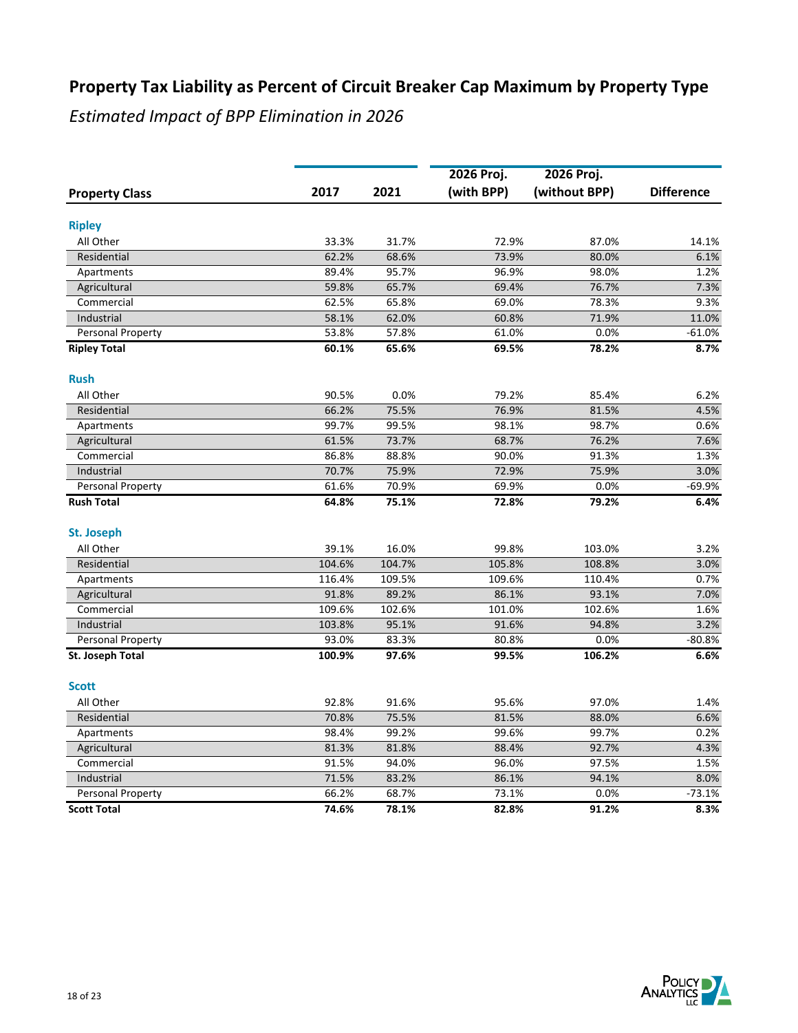# Property Tax Liability as Percent of Circuit Breaker Cap Maximum by Property Type

*Estimated Impact of BPP Elimination in 2026*

| Property Class | 2017 | 2021 | 2026 Proj. (with BPP) | 2026 Proj. (without BPP) | Difference |
|---|---|---|---|---|---|
| **Ripley** | | | | | |
| All Other | 33.3% | 31.7% | 72.9% | 87.0% | 14.1% |
| Residential | 62.2% | 68.6% | 73.9% | 80.0% | 6.1% |
| Apartments | 89.4% | 95.7% | 96.9% | 98.0% | 1.2% |
| Agricultural | 59.8% | 65.7% | 69.4% | 76.7% | 7.3% |
| Commercial | 62.5% | 65.8% | 69.0% | 78.3% | 9.3% |
| Industrial | 58.1% | 62.0% | 60.8% | 71.9% | 11.0% |
| Personal Property | 53.8% | 57.8% | 61.0% | 0.0% | -61.0% |
| **Ripley Total** | **60.1%** | **65.6%** | **69.5%** | **78.2%** | **8.7%** |
| **Rush** | | | | | |
| All Other | 90.5% | 0.0% | 79.2% | 85.4% | 6.2% |
| Residential | 66.2% | 75.5% | 76.9% | 81.5% | 4.5% |
| Apartments | 99.7% | 99.5% | 98.1% | 98.7% | 0.6% |
| Agricultural | 61.5% | 73.7% | 68.7% | 76.2% | 7.6% |
| Commercial | 86.8% | 88.8% | 90.0% | 91.3% | 1.3% |
| Industrial | 70.7% | 75.9% | 72.9% | 75.9% | 3.0% |
| Personal Property | 61.6% | 70.9% | 69.9% | 0.0% | -69.9% |
| **Rush Total** | **64.8%** | **75.1%** | **72.8%** | **79.2%** | **6.4%** |
| **St. Joseph** | | | | | |
| All Other | 39.1% | 16.0% | 99.8% | 103.0% | 3.2% |
| Residential | 104.6% | 104.7% | 105.8% | 108.8% | 3.0% |
| Apartments | 116.4% | 109.5% | 109.6% | 110.4% | 0.7% |
| Agricultural | 91.8% | 89.2% | 86.1% | 93.1% | 7.0% |
| Commercial | 109.6% | 102.6% | 101.0% | 102.6% | 1.6% |
| Industrial | 103.8% | 95.1% | 91.6% | 94.8% | 3.2% |
| Personal Property | 93.0% | 83.3% | 80.8% | 0.0% | -80.8% |
| **St. Joseph Total** | **100.9%** | **97.6%** | **99.5%** | **106.2%** | **6.6%** |
| **Scott** | | | | | |
| All Other | 92.8% | 91.6% | 95.6% | 97.0% | 1.4% |
| Residential | 70.8% | 75.5% | 81.5% | 88.0% | 6.6% |
| Apartments | 98.4% | 99.2% | 99.6% | 99.7% | 0.2% |
| Agricultural | 81.3% | 81.8% | 88.4% | 92.7% | 4.3% |
| Commercial | 91.5% | 94.0% | 96.0% | 97.5% | 1.5% |
| Industrial | 71.5% | 83.2% | 86.1% | 94.1% | 8.0% |
| Personal Property | 66.2% | 68.7% | 73.1% | 0.0% | -73.1% |
| **Scott Total** | **74.6%** | **78.1%** | **82.8%** | **91.2%** | **8.3%** |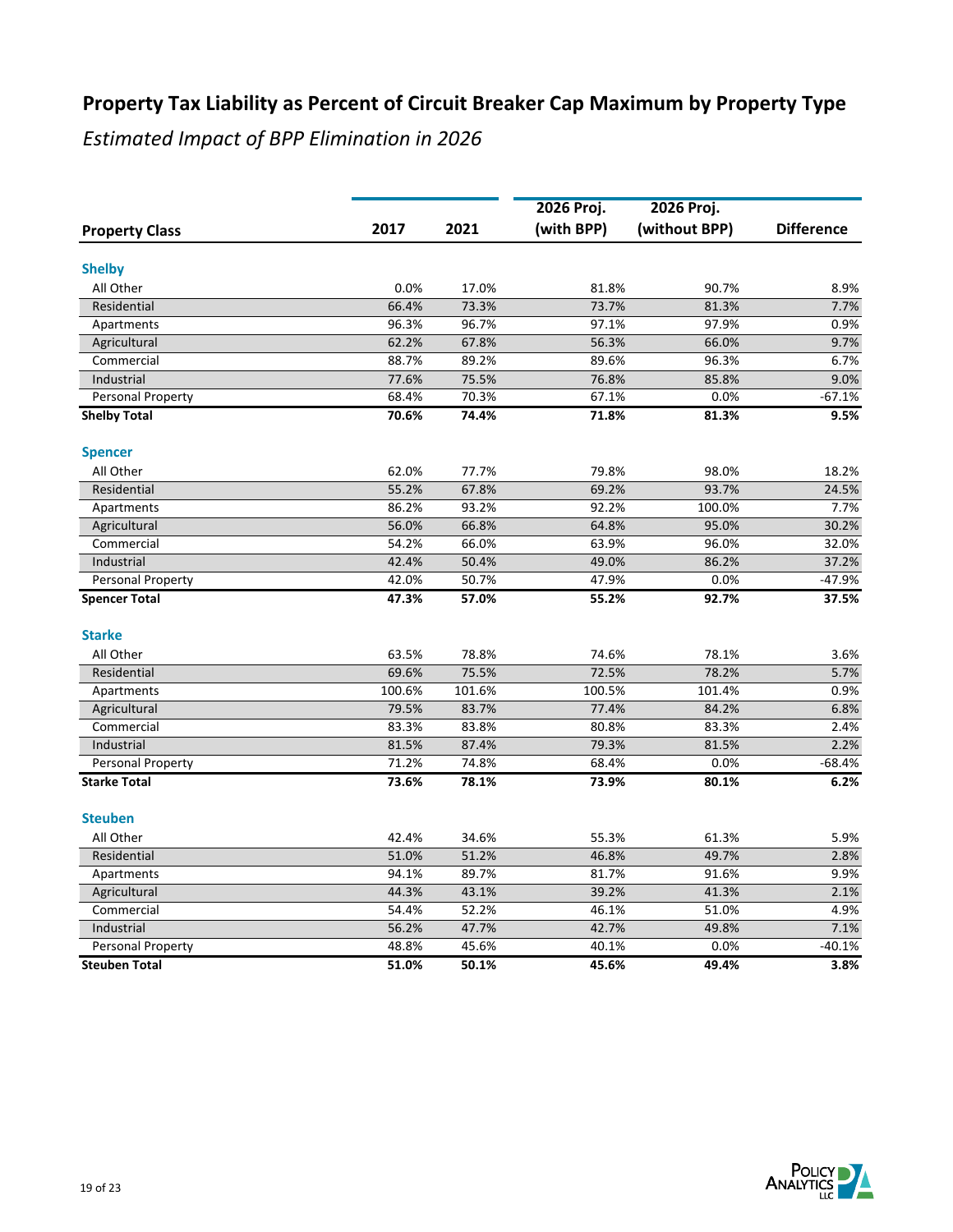# Property Tax Liability as Percent of Circuit Breaker Cap Maximum by Property Type

*Estimated Impact of BPP Elimination in 2026*

| Property Class | 2017 | 2021 | 2026 Proj. (with BPP) | 2026 Proj. (without BPP) | Difference |
|---|---|---|---|---|---|
| **Shelby** | | | | | |
| All Other | 0.0% | 17.0% | 81.8% | 90.7% | 8.9% |
| Residential | 66.4% | 73.3% | 73.7% | 81.3% | 7.7% |
| Apartments | 96.3% | 96.7% | 97.1% | 97.9% | 0.9% |
| Agricultural | 62.2% | 67.8% | 56.3% | 66.0% | 9.7% |
| Commercial | 88.7% | 89.2% | 89.6% | 96.3% | 6.7% |
| Industrial | 77.6% | 75.5% | 76.8% | 85.8% | 9.0% |
| Personal Property | 68.4% | 70.3% | 67.1% | 0.0% | -67.1% |
| **Shelby Total** | **70.6%** | **74.4%** | **71.8%** | **81.3%** | **9.5%** |
| **Spencer** | | | | | |
| All Other | 62.0% | 77.7% | 79.8% | 98.0% | 18.2% |
| Residential | 55.2% | 67.8% | 69.2% | 93.7% | 24.5% |
| Apartments | 86.2% | 93.2% | 92.2% | 100.0% | 7.7% |
| Agricultural | 56.0% | 66.8% | 64.8% | 95.0% | 30.2% |
| Commercial | 54.2% | 66.0% | 63.9% | 96.0% | 32.0% |
| Industrial | 42.4% | 50.4% | 49.0% | 86.2% | 37.2% |
| Personal Property | 42.0% | 50.7% | 47.9% | 0.0% | -47.9% |
| **Spencer Total** | **47.3%** | **57.0%** | **55.2%** | **92.7%** | **37.5%** |
| **Starke** | | | | | |
| All Other | 63.5% | 78.8% | 74.6% | 78.1% | 3.6% |
| Residential | 69.6% | 75.5% | 72.5% | 78.2% | 5.7% |
| Apartments | 100.6% | 101.6% | 100.5% | 101.4% | 0.9% |
| Agricultural | 79.5% | 83.7% | 77.4% | 84.2% | 6.8% |
| Commercial | 83.3% | 83.8% | 80.8% | 83.3% | 2.4% |
| Industrial | 81.5% | 87.4% | 79.3% | 81.5% | 2.2% |
| Personal Property | 71.2% | 74.8% | 68.4% | 0.0% | -68.4% |
| **Starke Total** | **73.6%** | **78.1%** | **73.9%** | **80.1%** | **6.2%** |
| **Steuben** | | | | | |
| All Other | 42.4% | 34.6% | 55.3% | 61.3% | 5.9% |
| Residential | 51.0% | 51.2% | 46.8% | 49.7% | 2.8% |
| Apartments | 94.1% | 89.7% | 81.7% | 91.6% | 9.9% |
| Agricultural | 44.3% | 43.1% | 39.2% | 41.3% | 2.1% |
| Commercial | 54.4% | 52.2% | 46.1% | 51.0% | 4.9% |
| Industrial | 56.2% | 47.7% | 42.7% | 49.8% | 7.1% |
| Personal Property | 48.8% | 45.6% | 40.1% | 0.0% | -40.1% |
| **Steuben Total** | **51.0%** | **50.1%** | **45.6%** | **49.4%** | **3.8%** |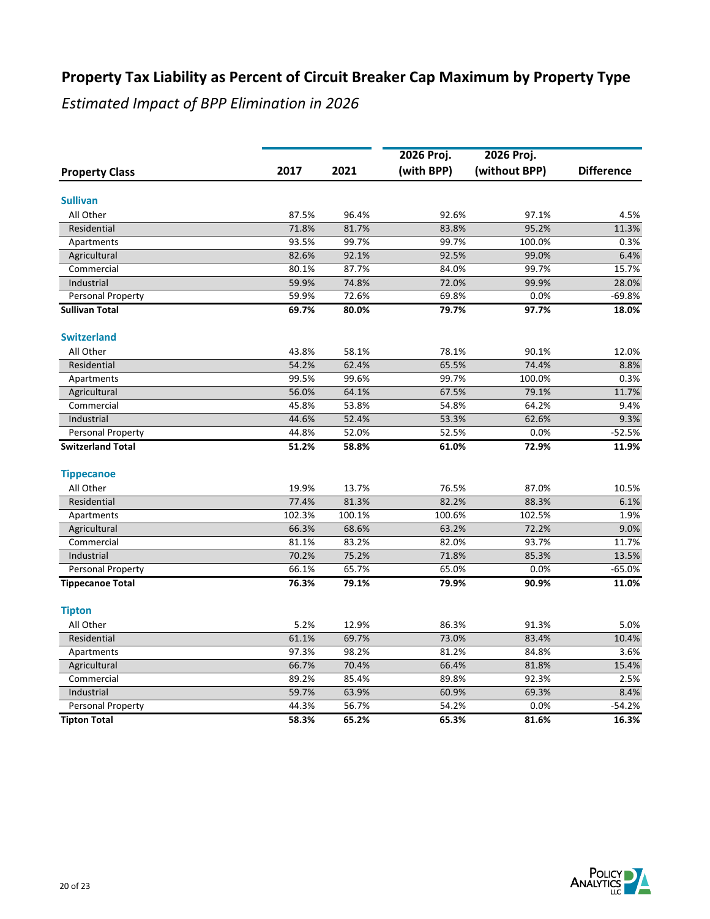# Property Tax Liability as Percent of Circuit Breaker Cap Maximum by Property Type

*Estimated Impact of BPP Elimination in 2026*

| Property Class | 2017 | 2021 | 2026 Proj. (with BPP) | 2026 Proj. (without BPP) | Difference |
|---|---|---|---|---|---|
| **Sullivan** | | | | | |
| All Other | 87.5% | 96.4% | 92.6% | 97.1% | 4.5% |
| Residential | 71.8% | 81.7% | 83.8% | 95.2% | 11.3% |
| Apartments | 93.5% | 99.7% | 99.7% | 100.0% | 0.3% |
| Agricultural | 82.6% | 92.1% | 92.5% | 99.0% | 6.4% |
| Commercial | 80.1% | 87.7% | 84.0% | 99.7% | 15.7% |
| Industrial | 59.9% | 74.8% | 72.0% | 99.9% | 28.0% |
| Personal Property | 59.9% | 72.6% | 69.8% | 0.0% | -69.8% |
| **Sullivan Total** | **69.7%** | **80.0%** | **79.7%** | **97.7%** | **18.0%** |
| **Switzerland** | | | | | |
| All Other | 43.8% | 58.1% | 78.1% | 90.1% | 12.0% |
| Residential | 54.2% | 62.4% | 65.5% | 74.4% | 8.8% |
| Apartments | 99.5% | 99.6% | 99.7% | 100.0% | 0.3% |
| Agricultural | 56.0% | 64.1% | 67.5% | 79.1% | 11.7% |
| Commercial | 45.8% | 53.8% | 54.8% | 64.2% | 9.4% |
| Industrial | 44.6% | 52.4% | 53.3% | 62.6% | 9.3% |
| Personal Property | 44.8% | 52.0% | 52.5% | 0.0% | -52.5% |
| **Switzerland Total** | **51.2%** | **58.8%** | **61.0%** | **72.9%** | **11.9%** |
| **Tippecanoe** | | | | | |
| All Other | 19.9% | 13.7% | 76.5% | 87.0% | 10.5% |
| Residential | 77.4% | 81.3% | 82.2% | 88.3% | 6.1% |
| Apartments | 102.3% | 100.1% | 100.6% | 102.5% | 1.9% |
| Agricultural | 66.3% | 68.6% | 63.2% | 72.2% | 9.0% |
| Commercial | 81.1% | 83.2% | 82.0% | 93.7% | 11.7% |
| Industrial | 70.2% | 75.2% | 71.8% | 85.3% | 13.5% |
| Personal Property | 66.1% | 65.7% | 65.0% | 0.0% | -65.0% |
| **Tippecanoe Total** | **76.3%** | **79.1%** | **79.9%** | **90.9%** | **11.0%** |
| **Tipton** | | | | | |
| All Other | 5.2% | 12.9% | 86.3% | 91.3% | 5.0% |
| Residential | 61.1% | 69.7% | 73.0% | 83.4% | 10.4% |
| Apartments | 97.3% | 98.2% | 81.2% | 84.8% | 3.6% |
| Agricultural | 66.7% | 70.4% | 66.4% | 81.8% | 15.4% |
| Commercial | 89.2% | 85.4% | 89.8% | 92.3% | 2.5% |
| Industrial | 59.7% | 63.9% | 60.9% | 69.3% | 8.4% |
| Personal Property | 44.3% | 56.7% | 54.2% | 0.0% | -54.2% |
| **Tipton Total** | **58.3%** | **65.2%** | **65.3%** | **81.6%** | **16.3%** |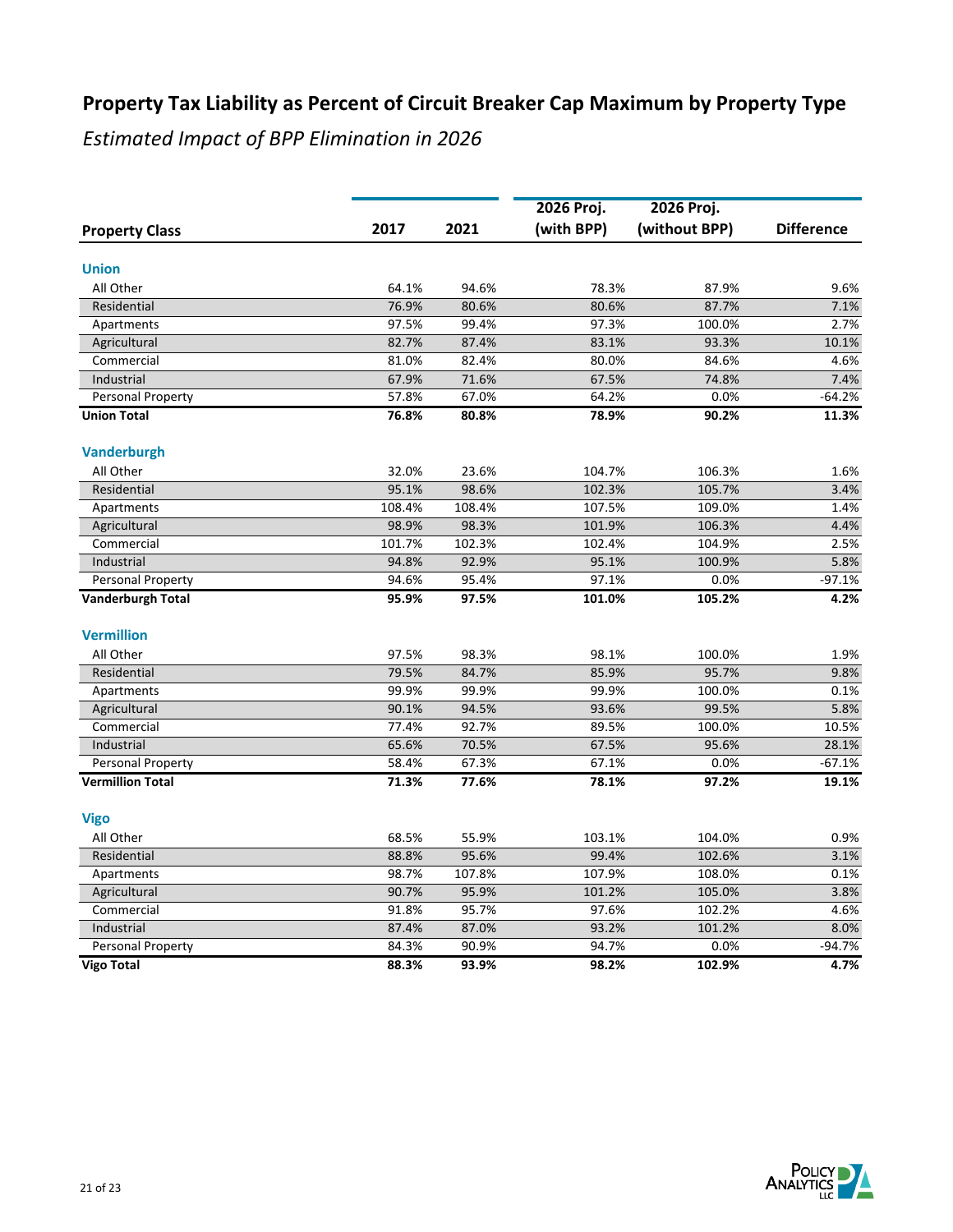## Property Tax Liability as Percent of Circuit Breaker Cap Maximum by Property Type

*Estimated Impact of BPP Elimination in 2026*

| Property Class | 2017 | 2021 | 2026 Proj. (with BPP) | 2026 Proj. (without BPP) | Difference |
|---|---|---|---|---|---|
| **Union** | | | | | |
| All Other | 64.1% | 94.6% | 78.3% | 87.9% | 9.6% |
| Residential | 76.9% | 80.6% | 80.6% | 87.7% | 7.1% |
| Apartments | 97.5% | 99.4% | 97.3% | 100.0% | 2.7% |
| Agricultural | 82.7% | 87.4% | 83.1% | 93.3% | 10.1% |
| Commercial | 81.0% | 82.4% | 80.0% | 84.6% | 4.6% |
| Industrial | 67.9% | 71.6% | 67.5% | 74.8% | 7.4% |
| Personal Property | 57.8% | 67.0% | 64.2% | 0.0% | -64.2% |
| **Union Total** | **76.8%** | **80.8%** | **78.9%** | **90.2%** | **11.3%** |
| **Vanderburgh** | | | | | |
| All Other | 32.0% | 23.6% | 104.7% | 106.3% | 1.6% |
| Residential | 95.1% | 98.6% | 102.3% | 105.7% | 3.4% |
| Apartments | 108.4% | 108.4% | 107.5% | 109.0% | 1.4% |
| Agricultural | 98.9% | 98.3% | 101.9% | 106.3% | 4.4% |
| Commercial | 101.7% | 102.3% | 102.4% | 104.9% | 2.5% |
| Industrial | 94.8% | 92.9% | 95.1% | 100.9% | 5.8% |
| Personal Property | 94.6% | 95.4% | 97.1% | 0.0% | -97.1% |
| **Vanderburgh Total** | **95.9%** | **97.5%** | **101.0%** | **105.2%** | **4.2%** |
| **Vermillion** | | | | | |
| All Other | 97.5% | 98.3% | 98.1% | 100.0% | 1.9% |
| Residential | 79.5% | 84.7% | 85.9% | 95.7% | 9.8% |
| Apartments | 99.9% | 99.9% | 99.9% | 100.0% | 0.1% |
| Agricultural | 90.1% | 94.5% | 93.6% | 99.5% | 5.8% |
| Commercial | 77.4% | 92.7% | 89.5% | 100.0% | 10.5% |
| Industrial | 65.6% | 70.5% | 67.5% | 95.6% | 28.1% |
| Personal Property | 58.4% | 67.3% | 67.1% | 0.0% | -67.1% |
| **Vermillion Total** | **71.3%** | **77.6%** | **78.1%** | **97.2%** | **19.1%** |
| **Vigo** | | | | | |
| All Other | 68.5% | 55.9% | 103.1% | 104.0% | 0.9% |
| Residential | 88.8% | 95.6% | 99.4% | 102.6% | 3.1% |
| Apartments | 98.7% | 107.8% | 107.9% | 108.0% | 0.1% |
| Agricultural | 90.7% | 95.9% | 101.2% | 105.0% | 3.8% |
| Commercial | 91.8% | 95.7% | 97.6% | 102.2% | 4.6% |
| Industrial | 87.4% | 87.0% | 93.2% | 101.2% | 8.0% |
| Personal Property | 84.3% | 90.9% | 94.7% | 0.0% | -94.7% |
| **Vigo Total** | **88.3%** | **93.9%** | **98.2%** | **102.9%** | **4.7%** |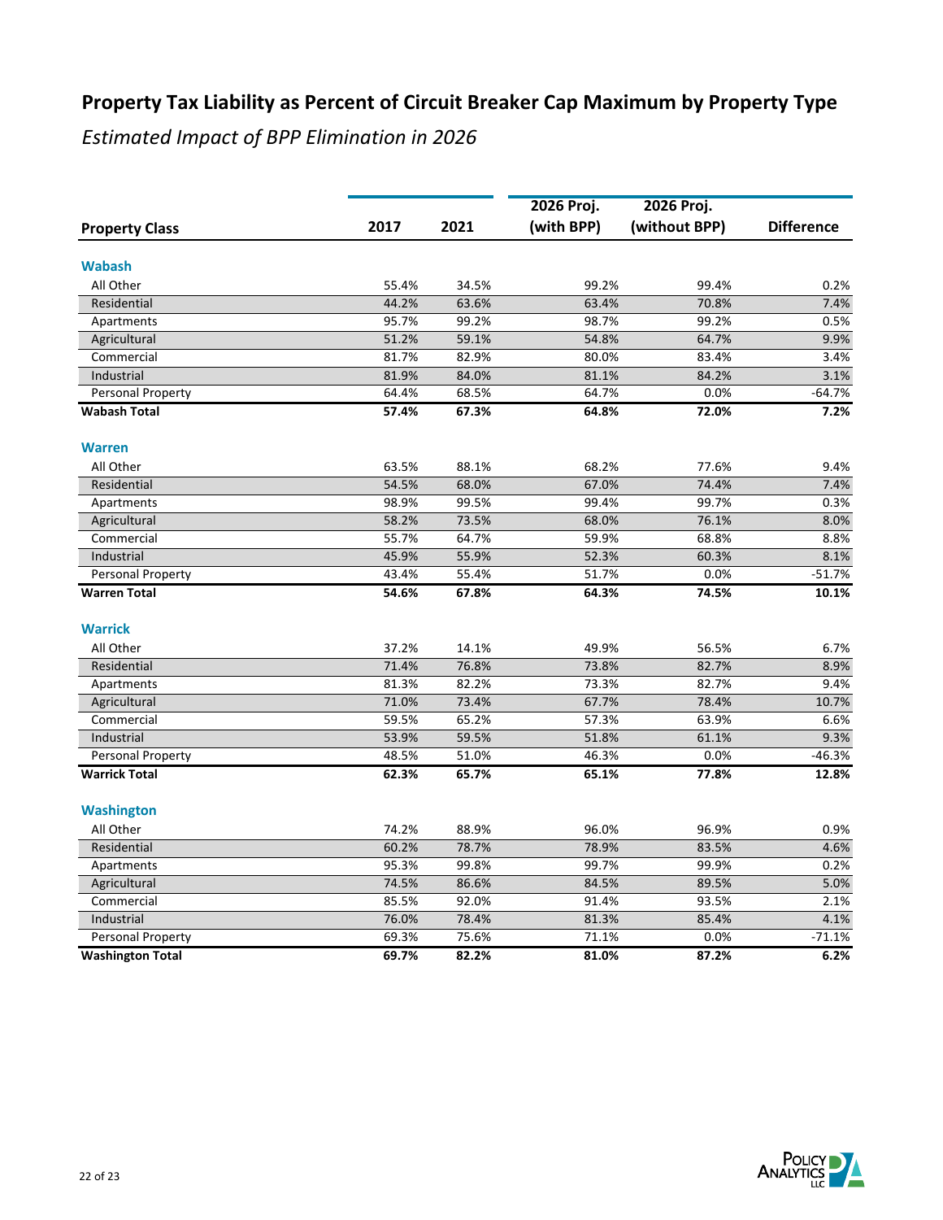# Property Tax Liability as Percent of Circuit Breaker Cap Maximum by Property Type

*Estimated Impact of BPP Elimination in 2026*

| Property Class | 2017 | 2021 | 2026 Proj. (with BPP) | 2026 Proj. (without BPP) | Difference |
|---|---|---|---|---|---|
| **Wabash** | | | | | |
| All Other | 55.4% | 34.5% | 99.2% | 99.4% | 0.2% |
| Residential | 44.2% | 63.6% | 63.4% | 70.8% | 7.4% |
| Apartments | 95.7% | 99.2% | 98.7% | 99.2% | 0.5% |
| Agricultural | 51.2% | 59.1% | 54.8% | 64.7% | 9.9% |
| Commercial | 81.7% | 82.9% | 80.0% | 83.4% | 3.4% |
| Industrial | 81.9% | 84.0% | 81.1% | 84.2% | 3.1% |
| Personal Property | 64.4% | 68.5% | 64.7% | 0.0% | -64.7% |
| **Wabash Total** | **57.4%** | **67.3%** | **64.8%** | **72.0%** | **7.2%** |
| **Warren** | | | | | |
| All Other | 63.5% | 88.1% | 68.2% | 77.6% | 9.4% |
| Residential | 54.5% | 68.0% | 67.0% | 74.4% | 7.4% |
| Apartments | 98.9% | 99.5% | 99.4% | 99.7% | 0.3% |
| Agricultural | 58.2% | 73.5% | 68.0% | 76.1% | 8.0% |
| Commercial | 55.7% | 64.7% | 59.9% | 68.8% | 8.8% |
| Industrial | 45.9% | 55.9% | 52.3% | 60.3% | 8.1% |
| Personal Property | 43.4% | 55.4% | 51.7% | 0.0% | -51.7% |
| **Warren Total** | **54.6%** | **67.8%** | **64.3%** | **74.5%** | **10.1%** |
| **Warrick** | | | | | |
| All Other | 37.2% | 14.1% | 49.9% | 56.5% | 6.7% |
| Residential | 71.4% | 76.8% | 73.8% | 82.7% | 8.9% |
| Apartments | 81.3% | 82.2% | 73.3% | 82.7% | 9.4% |
| Agricultural | 71.0% | 73.4% | 67.7% | 78.4% | 10.7% |
| Commercial | 59.5% | 65.2% | 57.3% | 63.9% | 6.6% |
| Industrial | 53.9% | 59.5% | 51.8% | 61.1% | 9.3% |
| Personal Property | 48.5% | 51.0% | 46.3% | 0.0% | -46.3% |
| **Warrick Total** | **62.3%** | **65.7%** | **65.1%** | **77.8%** | **12.8%** |
| **Washington** | | | | | |
| All Other | 74.2% | 88.9% | 96.0% | 96.9% | 0.9% |
| Residential | 60.2% | 78.7% | 78.9% | 83.5% | 4.6% |
| Apartments | 95.3% | 99.8% | 99.7% | 99.9% | 0.2% |
| Agricultural | 74.5% | 86.6% | 84.5% | 89.5% | 5.0% |
| Commercial | 85.5% | 92.0% | 91.4% | 93.5% | 2.1% |
| Industrial | 76.0% | 78.4% | 81.3% | 85.4% | 4.1% |
| Personal Property | 69.3% | 75.6% | 71.1% | 0.0% | -71.1% |
| **Washington Total** | **69.7%** | **82.2%** | **81.0%** | **87.2%** | **6.2%** |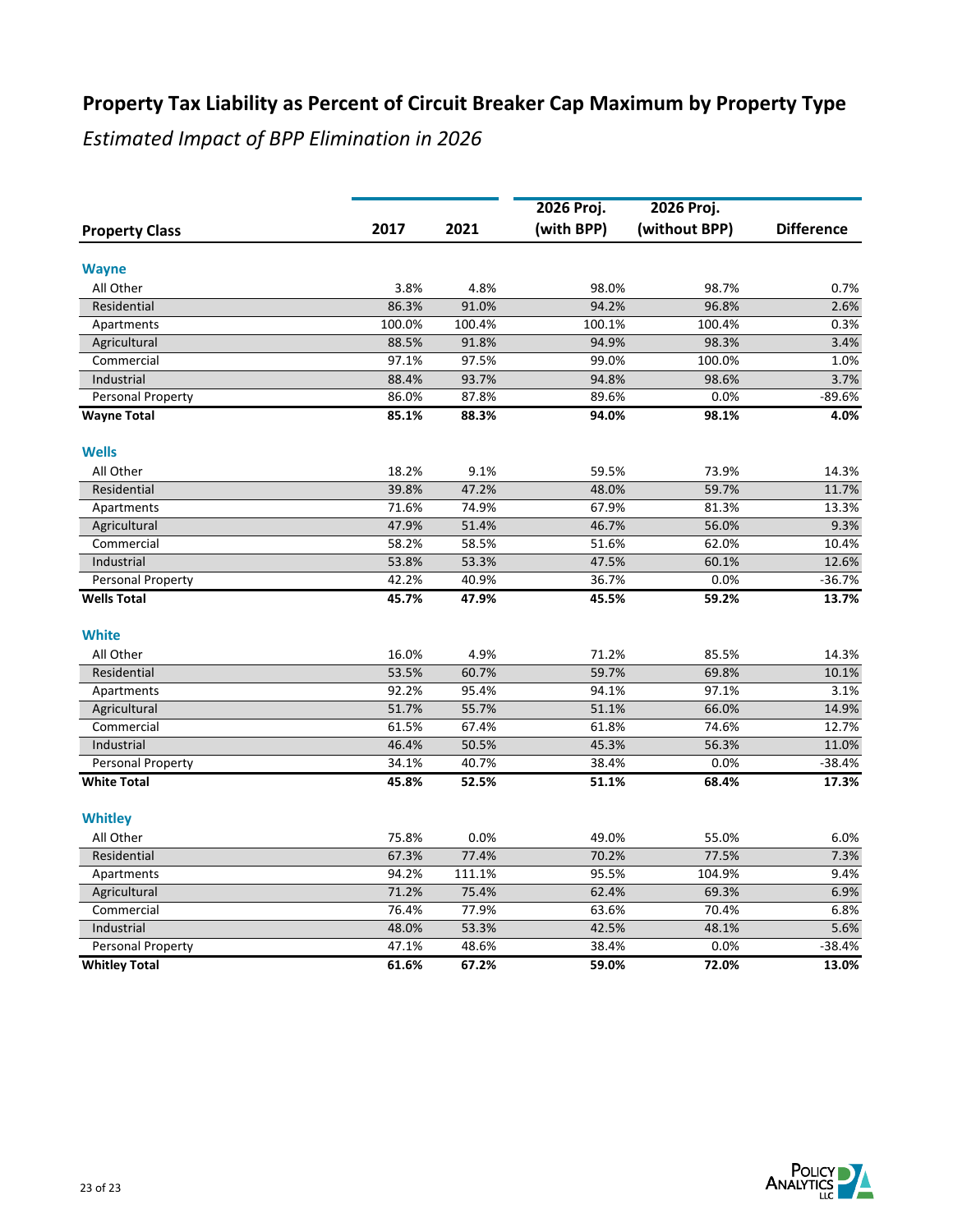# Property Tax Liability as Percent of Circuit Breaker Cap Maximum by Property Type

*Estimated Impact of BPP Elimination in 2026*

| Property Class | 2017 | 2021 | 2026 Proj. (with BPP) | 2026 Proj. (without BPP) | Difference |
|---|---|---|---|---|---|
| **Wayne** | | | | | |
| All Other | 3.8% | 4.8% | 98.0% | 98.7% | 0.7% |
| Residential | 86.3% | 91.0% | 94.2% | 96.8% | 2.6% |
| Apartments | 100.0% | 100.4% | 100.1% | 100.4% | 0.3% |
| Agricultural | 88.5% | 91.8% | 94.9% | 98.3% | 3.4% |
| Commercial | 97.1% | 97.5% | 99.0% | 100.0% | 1.0% |
| Industrial | 88.4% | 93.7% | 94.8% | 98.6% | 3.7% |
| Personal Property | 86.0% | 87.8% | 89.6% | 0.0% | -89.6% |
| **Wayne Total** | **85.1%** | **88.3%** | **94.0%** | **98.1%** | **4.0%** |
| **Wells** | | | | | |
| All Other | 18.2% | 9.1% | 59.5% | 73.9% | 14.3% |
| Residential | 39.8% | 47.2% | 48.0% | 59.7% | 11.7% |
| Apartments | 71.6% | 74.9% | 67.9% | 81.3% | 13.3% |
| Agricultural | 47.9% | 51.4% | 46.7% | 56.0% | 9.3% |
| Commercial | 58.2% | 58.5% | 51.6% | 62.0% | 10.4% |
| Industrial | 53.8% | 53.3% | 47.5% | 60.1% | 12.6% |
| Personal Property | 42.2% | 40.9% | 36.7% | 0.0% | -36.7% |
| **Wells Total** | **45.7%** | **47.9%** | **45.5%** | **59.2%** | **13.7%** |
| **White** | | | | | |
| All Other | 16.0% | 4.9% | 71.2% | 85.5% | 14.3% |
| Residential | 53.5% | 60.7% | 59.7% | 69.8% | 10.1% |
| Apartments | 92.2% | 95.4% | 94.1% | 97.1% | 3.1% |
| Agricultural | 51.7% | 55.7% | 51.1% | 66.0% | 14.9% |
| Commercial | 61.5% | 67.4% | 61.8% | 74.6% | 12.7% |
| Industrial | 46.4% | 50.5% | 45.3% | 56.3% | 11.0% |
| Personal Property | 34.1% | 40.7% | 38.4% | 0.0% | -38.4% |
| **White Total** | **45.8%** | **52.5%** | **51.1%** | **68.4%** | **17.3%** |
| **Whitley** | | | | | |
| All Other | 75.8% | 0.0% | 49.0% | 55.0% | 6.0% |
| Residential | 67.3% | 77.4% | 70.2% | 77.5% | 7.3% |
| Apartments | 94.2% | 111.1% | 95.5% | 104.9% | 9.4% |
| Agricultural | 71.2% | 75.4% | 62.4% | 69.3% | 6.9% |
| Commercial | 76.4% | 77.9% | 63.6% | 70.4% | 6.8% |
| Industrial | 48.0% | 53.3% | 42.5% | 48.1% | 5.6% |
| Personal Property | 47.1% | 48.6% | 38.4% | 0.0% | -38.4% |
| **Whitley Total** | **61.6%** | **67.2%** | **59.0%** | **72.0%** | **13.0%** |